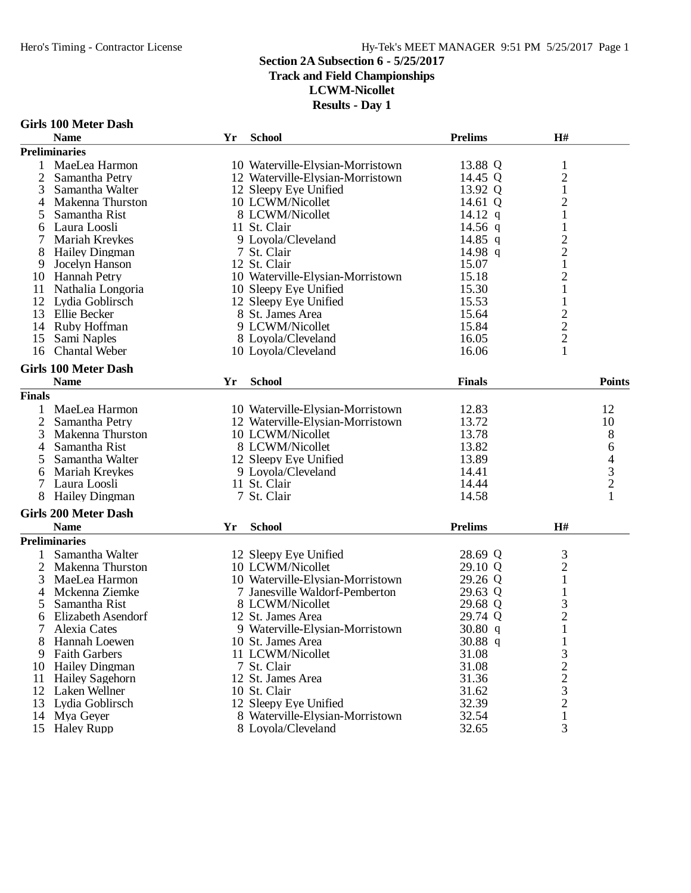# Section 2A Subsection 6 - 5/25/2017

## Track and Field Championships

## LCWM-Nicollet

## Results - Day 1

### Girls 100 Meter Dash

**Preliminaries**

| | Name | Yr | School | Prelims | | H# |
|---|---|---|---|---|---|---|
| 1 | MaeLea Harmon | 10 | Waterville-Elysian-Morristown | 13.88 | Q | 1 |
| 2 | Samantha Petry | 12 | Waterville-Elysian-Morristown | 14.45 | Q | 2 |
| 3 | Samantha Walter | 12 | Sleepy Eye Unified | 13.92 | Q | 1 |
| 4 | Makenna Thurston | 10 | LCWM/Nicollet | 14.61 | Q | 2 |
| 5 | Samantha Rist | 8 | LCWM/Nicollet | 14.12 | q | 1 |
| 6 | Laura Loosli | 11 | St. Clair | 14.56 | q | 1 |
| 7 | Mariah Kreykes | 9 | Loyola/Cleveland | 14.85 | q | 2 |
| 8 | Hailey Dingman | 7 | St. Clair | 14.98 | q | 2 |
| 9 | Jocelyn Hanson | 12 | St. Clair | 15.07 | | 1 |
| 10 | Hannah Petry | 10 | Waterville-Elysian-Morristown | 15.18 | | 2 |
| 11 | Nathalia Longoria | 10 | Sleepy Eye Unified | 15.30 | | 1 |
| 12 | Lydia Goblirsch | 12 | Sleepy Eye Unified | 15.53 | | 1 |
| 13 | Ellie Becker | 8 | St. James Area | 15.64 | | 2 |
| 14 | Ruby Hoffman | 9 | LCWM/Nicollet | 15.84 | | 2 |
| 15 | Sami Naples | 8 | Loyola/Cleveland | 16.05 | | 2 |
| 16 | Chantal Weber | 10 | Loyola/Cleveland | 16.06 | | 1 |

### Girls 100 Meter Dash

**Finals**

| | Name | Yr | School | Finals | Points |
|---|---|---|---|---|---|
| 1 | MaeLea Harmon | 10 | Waterville-Elysian-Morristown | 12.83 | 12 |
| 2 | Samantha Petry | 12 | Waterville-Elysian-Morristown | 13.72 | 10 |
| 3 | Makenna Thurston | 10 | LCWM/Nicollet | 13.78 | 8 |
| 4 | Samantha Rist | 8 | LCWM/Nicollet | 13.82 | 6 |
| 5 | Samantha Walter | 12 | Sleepy Eye Unified | 13.89 | 4 |
| 6 | Mariah Kreykes | 9 | Loyola/Cleveland | 14.41 | 3 |
| 7 | Laura Loosli | 11 | St. Clair | 14.44 | 2 |
| 8 | Hailey Dingman | 7 | St. Clair | 14.58 | 1 |

### Girls 200 Meter Dash

**Preliminaries**

| | Name | Yr | School | Prelims | | H# |
|---|---|---|---|---|---|---|
| 1 | Samantha Walter | 12 | Sleepy Eye Unified | 28.69 | Q | 3 |
| 2 | Makenna Thurston | 10 | LCWM/Nicollet | 29.10 | Q | 2 |
| 3 | MaeLea Harmon | 10 | Waterville-Elysian-Morristown | 29.26 | Q | 1 |
| 4 | Mckenna Ziemke | 7 | Janesville Waldorf-Pemberton | 29.63 | Q | 1 |
| 5 | Samantha Rist | 8 | LCWM/Nicollet | 29.68 | Q | 3 |
| 6 | Elizabeth Asendorf | 12 | St. James Area | 29.74 | Q | 2 |
| 7 | Alexia Cates | 9 | Waterville-Elysian-Morristown | 30.80 | q | 1 |
| 8 | Hannah Loewen | 10 | St. James Area | 30.88 | q | 1 |
| 9 | Faith Garbers | 11 | LCWM/Nicollet | 31.08 | | 3 |
| 10 | Hailey Dingman | 7 | St. Clair | 31.08 | | 2 |
| 11 | Hailey Sagehorn | 12 | St. James Area | 31.36 | | 2 |
| 12 | Laken Wellner | 10 | St. Clair | 31.62 | | 3 |
| 13 | Lydia Goblirsch | 12 | Sleepy Eye Unified | 32.39 | | 2 |
| 14 | Mya Geyer | 8 | Waterville-Elysian-Morristown | 32.54 | | 1 |
| 15 | Haley Rupp | 8 | Loyola/Cleveland | 32.65 | | 3 |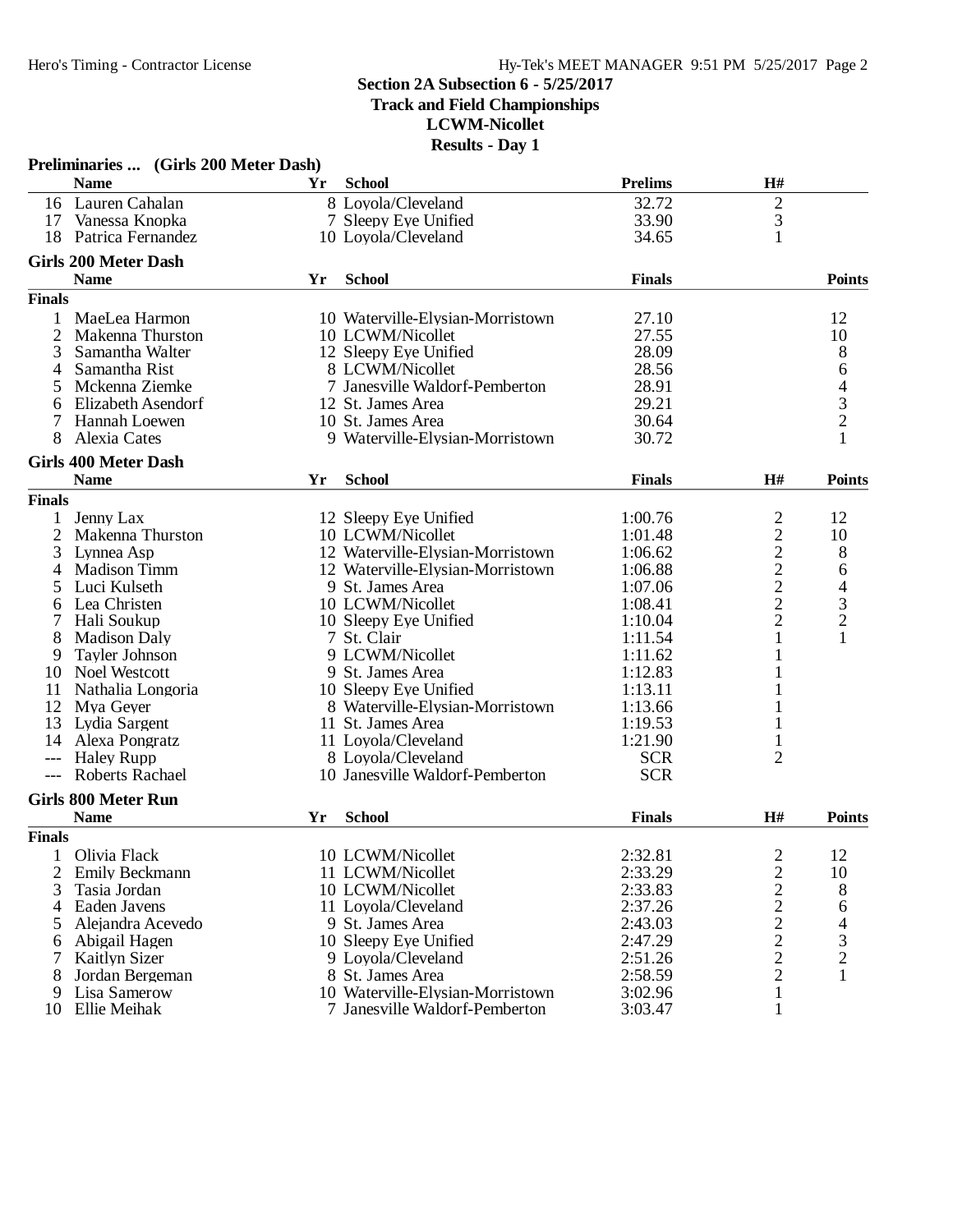# Section 2A Subsection 6 - 5/25/2017
## Track and Field Championships
## LCWM-Nicollet
## Results - Day 1

### Preliminaries ... (Girls 200 Meter Dash)

| | Name | Yr | School | Prelims | H# |
|---|---|---|---|---|---|
| 16 | Lauren Cahalan | 8 | Loyola/Cleveland | 32.72 | 2 |
| 17 | Vanessa Knopka | 7 | Sleepy Eye Unified | 33.90 | 3 |
| 18 | Patrica Fernandez | 10 | Loyola/Cleveland | 34.65 | 1 |

### Girls 200 Meter Dash

| | Name | Yr | School | Finals | Points |
|---|---|---|---|---|---|
| **Finals** | | | | | |
| 1 | MaeLea Harmon | 10 | Waterville-Elysian-Morristown | 27.10 | 12 |
| 2 | Makenna Thurston | 10 | LCWM/Nicollet | 27.55 | 10 |
| 3 | Samantha Walter | 12 | Sleepy Eye Unified | 28.09 | 8 |
| 4 | Samantha Rist | 8 | LCWM/Nicollet | 28.56 | 6 |
| 5 | Mckenna Ziemke | 7 | Janesville Waldorf-Pemberton | 28.91 | 4 |
| 6 | Elizabeth Asendorf | 12 | St. James Area | 29.21 | 3 |
| 7 | Hannah Loewen | 10 | St. James Area | 30.64 | 2 |
| 8 | Alexia Cates | 9 | Waterville-Elysian-Morristown | 30.72 | 1 |

### Girls 400 Meter Dash

| | Name | Yr | School | Finals | H# | Points |
|---|---|---|---|---|---|---|
| **Finals** | | | | | | |
| 1 | Jenny Lax | 12 | Sleepy Eye Unified | 1:00.76 | 2 | 12 |
| 2 | Makenna Thurston | 10 | LCWM/Nicollet | 1:01.48 | 2 | 10 |
| 3 | Lynnea Asp | 12 | Waterville-Elysian-Morristown | 1:06.62 | 2 | 8 |
| 4 | Madison Timm | 12 | Waterville-Elysian-Morristown | 1:06.88 | 2 | 6 |
| 5 | Luci Kulseth | 9 | St. James Area | 1:07.06 | 2 | 4 |
| 6 | Lea Christen | 10 | LCWM/Nicollet | 1:08.41 | 2 | 3 |
| 7 | Hali Soukup | 10 | Sleepy Eye Unified | 1:10.04 | 2 | 2 |
| 8 | Madison Daly | 7 | St. Clair | 1:11.54 | 1 | 1 |
| 9 | Tayler Johnson | 9 | LCWM/Nicollet | 1:11.62 | 1 | |
| 10 | Noel Westcott | 9 | St. James Area | 1:12.83 | 1 | |
| 11 | Nathalia Longoria | 10 | Sleepy Eye Unified | 1:13.11 | 1 | |
| 12 | Mya Geyer | 8 | Waterville-Elysian-Morristown | 1:13.66 | 1 | |
| 13 | Lydia Sargent | 11 | St. James Area | 1:19.53 | 1 | |
| 14 | Alexa Pongratz | 11 | Loyola/Cleveland | 1:21.90 | 1 | |
| --- | Haley Rupp | 8 | Loyola/Cleveland | SCR | 2 | |
| --- | Roberts Rachael | 10 | Janesville Waldorf-Pemberton | SCR | | |

### Girls 800 Meter Run

| | Name | Yr | School | Finals | H# | Points |
|---|---|---|---|---|---|---|
| **Finals** | | | | | | |
| 1 | Olivia Flack | 10 | LCWM/Nicollet | 2:32.81 | 2 | 12 |
| 2 | Emily Beckmann | 11 | LCWM/Nicollet | 2:33.29 | 2 | 10 |
| 3 | Tasia Jordan | 10 | LCWM/Nicollet | 2:33.83 | 2 | 8 |
| 4 | Eaden Javens | 11 | Loyola/Cleveland | 2:37.26 | 2 | 6 |
| 5 | Alejandra Acevedo | 9 | St. James Area | 2:43.03 | 2 | 4 |
| 6 | Abigail Hagen | 10 | Sleepy Eye Unified | 2:47.29 | 2 | 3 |
| 7 | Kaitlyn Sizer | 9 | Loyola/Cleveland | 2:51.26 | 2 | 2 |
| 8 | Jordan Bergeman | 8 | St. James Area | 2:58.59 | 2 | 1 |
| 9 | Lisa Samerow | 10 | Waterville-Elysian-Morristown | 3:02.96 | 1 | |
| 10 | Ellie Meihak | 7 | Janesville Waldorf-Pemberton | 3:03.47 | 1 | |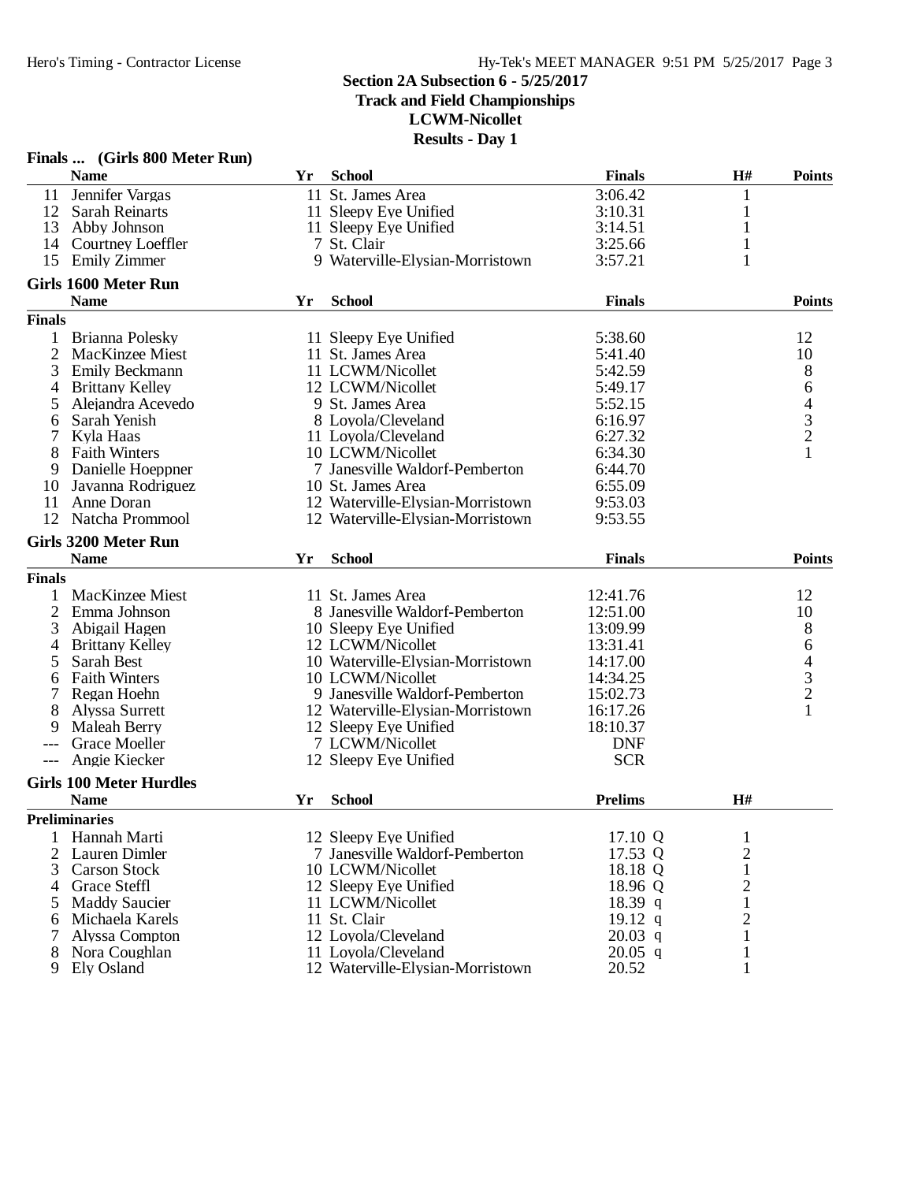## Section 2A Subsection 6 - 5/25/2017
### Track and Field Championships
### LCWM-Nicollet
### Results - Day 1

**Finals ... (Girls 800 Meter Run)**

| | Name | Yr | School | Finals | H# | Points |
|---|---|---|---|---|---|---|
| 11 | Jennifer Vargas | 11 | St. James Area | 3:06.42 | 1 | |
| 12 | Sarah Reinarts | 11 | Sleepy Eye Unified | 3:10.31 | 1 | |
| 13 | Abby Johnson | 11 | Sleepy Eye Unified | 3:14.51 | 1 | |
| 14 | Courtney Loeffler | 7 | St. Clair | 3:25.66 | 1 | |
| 15 | Emily Zimmer | 9 | Waterville-Elysian-Morristown | 3:57.21 | 1 | |

**Girls 1600 Meter Run**

| | Name | Yr | School | Finals | Points |
|---|---|---|---|---|---|
| **Finals** | | | | | |
| 1 | Brianna Polesky | 11 | Sleepy Eye Unified | 5:38.60 | 12 |
| 2 | MacKinzee Miest | 11 | St. James Area | 5:41.40 | 10 |
| 3 | Emily Beckmann | 11 | LCWM/Nicollet | 5:42.59 | 8 |
| 4 | Brittany Kelley | 12 | LCWM/Nicollet | 5:49.17 | 6 |
| 5 | Alejandra Acevedo | 9 | St. James Area | 5:52.15 | 4 |
| 6 | Sarah Yenish | 8 | Loyola/Cleveland | 6:16.97 | 3 |
| 7 | Kyla Haas | 11 | Loyola/Cleveland | 6:27.32 | 2 |
| 8 | Faith Winters | 10 | LCWM/Nicollet | 6:34.30 | 1 |
| 9 | Danielle Hoeppner | 7 | Janesville Waldorf-Pemberton | 6:44.70 | |
| 10 | Jayanna Rodriguez | 10 | St. James Area | 6:55.09 | |
| 11 | Anne Doran | 12 | Waterville-Elysian-Morristown | 9:53.03 | |
| 12 | Natcha Prommool | 12 | Waterville-Elysian-Morristown | 9:53.55 | |

**Girls 3200 Meter Run**

| | Name | Yr | School | Finals | Points |
|---|---|---|---|---|---|
| **Finals** | | | | | |
| 1 | MacKinzee Miest | 11 | St. James Area | 12:41.76 | 12 |
| 2 | Emma Johnson | 8 | Janesville Waldorf-Pemberton | 12:51.00 | 10 |
| 3 | Abigail Hagen | 10 | Sleepy Eye Unified | 13:09.99 | 8 |
| 4 | Brittany Kelley | 12 | LCWM/Nicollet | 13:31.41 | 6 |
| 5 | Sarah Best | 10 | Waterville-Elysian-Morristown | 14:17.00 | 4 |
| 6 | Faith Winters | 10 | LCWM/Nicollet | 14:34.25 | 3 |
| 7 | Regan Hoehn | 9 | Janesville Waldorf-Pemberton | 15:02.73 | 2 |
| 8 | Alyssa Surrett | 12 | Waterville-Elysian-Morristown | 16:17.26 | 1 |
| 9 | Maleah Berry | 12 | Sleepy Eye Unified | 18:10.37 | |
| --- | Grace Moeller | 7 | LCWM/Nicollet | DNF | |
| --- | Angie Kiecker | 12 | Sleepy Eye Unified | SCR | |

**Girls 100 Meter Hurdles**

| | Name | Yr | School | Prelims | H# |
|---|---|---|---|---|---|
| **Preliminaries** | | | | | |
| 1 | Hannah Marti | 12 | Sleepy Eye Unified | 17.10 Q | 1 |
| 2 | Lauren Dimler | 7 | Janesville Waldorf-Pemberton | 17.53 Q | 2 |
| 3 | Carson Stock | 10 | LCWM/Nicollet | 18.18 Q | 1 |
| 4 | Grace Steffl | 12 | Sleepy Eye Unified | 18.96 Q | 2 |
| 5 | Maddy Saucier | 11 | LCWM/Nicollet | 18.39 q | 1 |
| 6 | Michaela Karels | 11 | St. Clair | 19.12 q | 2 |
| 7 | Alyssa Compton | 12 | Loyola/Cleveland | 20.03 q | 1 |
| 8 | Nora Coughlan | 11 | Loyola/Cleveland | 20.05 q | 1 |
| 9 | Ely Osland | 12 | Waterville-Elysian-Morristown | 20.52 | 1 |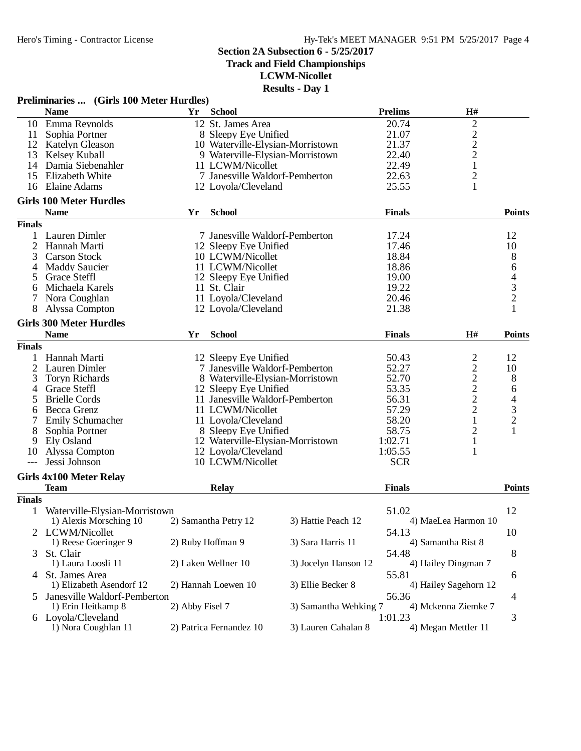## Section 2A Subsection 6 - 5/25/2017

**Track and Field Championships**

**LCWM-Nicollet**

**Results - Day 1**

### Preliminaries ... (Girls 100 Meter Hurdles)

| | Name | Yr | School | Prelims | H# |
|---|---|---|---|---|---|
| 10 | Emma Reynolds | 12 | St. James Area | 20.74 | 2 |
| 11 | Sophia Portner | 8 | Sleepy Eye Unified | 21.07 | 2 |
| 12 | Katelyn Gleason | 10 | Waterville-Elysian-Morristown | 21.37 | 2 |
| 13 | Kelsey Kuball | 9 | Waterville-Elysian-Morristown | 22.40 | 2 |
| 14 | Damia Siebenahler | 11 | LCWM/Nicollet | 22.49 | 1 |
| 15 | Elizabeth White | 7 | Janesville Waldorf-Pemberton | 22.63 | 2 |
| 16 | Elaine Adams | 12 | Loyola/Cleveland | 25.55 | 1 |

### Girls 100 Meter Hurdles

| | Name | Yr | School | Finals | Points |
|---|---|---|---|---|---|
| **Finals** | | | | | |
| 1 | Lauren Dimler | 7 | Janesville Waldorf-Pemberton | 17.24 | 12 |
| 2 | Hannah Marti | 12 | Sleepy Eye Unified | 17.46 | 10 |
| 3 | Carson Stock | 10 | LCWM/Nicollet | 18.84 | 8 |
| 4 | Maddy Saucier | 11 | LCWM/Nicollet | 18.86 | 6 |
| 5 | Grace Steffl | 12 | Sleepy Eye Unified | 19.00 | 4 |
| 6 | Michaela Karels | 11 | St. Clair | 19.22 | 3 |
| 7 | Nora Coughlan | 11 | Loyola/Cleveland | 20.46 | 2 |
| 8 | Alyssa Compton | 12 | Loyola/Cleveland | 21.38 | 1 |

### Girls 300 Meter Hurdles

| | Name | Yr | School | Finals | H# | Points |
|---|---|---|---|---|---|---|
| **Finals** | | | | | | |
| 1 | Hannah Marti | 12 | Sleepy Eye Unified | 50.43 | 2 | 12 |
| 2 | Lauren Dimler | 7 | Janesville Waldorf-Pemberton | 52.27 | 2 | 10 |
| 3 | Toryn Richards | 8 | Waterville-Elysian-Morristown | 52.70 | 2 | 8 |
| 4 | Grace Steffl | 12 | Sleepy Eye Unified | 53.35 | 2 | 6 |
| 5 | Brielle Cords | 11 | Janesville Waldorf-Pemberton | 56.31 | 2 | 4 |
| 6 | Becca Grenz | 11 | LCWM/Nicollet | 57.29 | 2 | 3 |
| 7 | Emily Schumacher | 11 | Loyola/Cleveland | 58.20 | 1 | 2 |
| 8 | Sophia Portner | 8 | Sleepy Eye Unified | 58.75 | 2 | 1 |
| 9 | Ely Osland | 12 | Waterville-Elysian-Morristown | 1:02.71 | 1 | |
| 10 | Alyssa Compton | 12 | Loyola/Cleveland | 1:05.55 | 1 | |
| --- | Jessi Johnson | 10 | LCWM/Nicollet | SCR | | |

### Girls 4x100 Meter Relay

| | Team | Relay | Finals | Points |
|---|---|---|---|---|
| **Finals** | | | | |
| 1 | Waterville-Elysian-Morristown | | 51.02 | 12 |
| | 1) Alexis Morsching 10, 2) Samantha Petry 12, 3) Hattie Peach 12, 4) MaeLea Harmon 10 | | | |
| 2 | LCWM/Nicollet | | 54.13 | 10 |
| | 1) Reese Goeringer 9, 2) Ruby Hoffman 9, 3) Sara Harris 11, 4) Samantha Rist 8 | | | |
| 3 | St. Clair | | 54.48 | 8 |
| | 1) Laura Loosli 11, 2) Laken Wellner 10, 3) Jocelyn Hanson 12, 4) Hailey Dingman 7 | | | |
| 4 | St. James Area | | 55.81 | 6 |
| | 1) Elizabeth Asendorf 12, 2) Hannah Loewen 10, 3) Ellie Becker 8, 4) Hailey Sagehorn 12 | | | |
| 5 | Janesville Waldorf-Pemberton | | 56.36 | 4 |
| | 1) Erin Heitkamp 8, 2) Abby Fisel 7, 3) Samantha Wehking 7, 4) Mckenna Ziemke 7 | | | |
| 6 | Loyola/Cleveland | | 1:01.23 | 3 |
| | 1) Nora Coughlan 11, 2) Patrica Fernandez 10, 3) Lauren Cahalan 8, 4) Megan Mettler 11 | | | |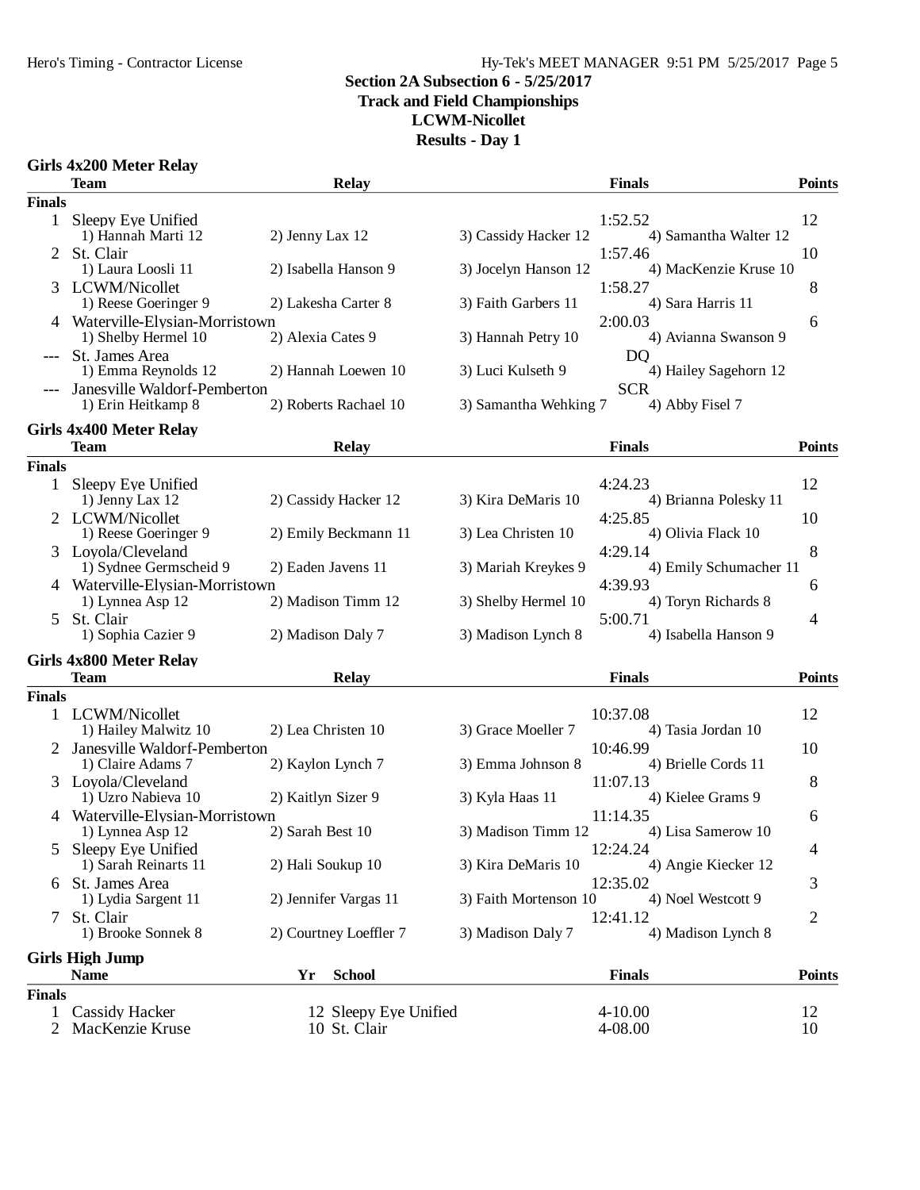## Section 2A Subsection 6 - 5/25/2017
## Track and Field Championships
## LCWM-Nicollet
## Results - Day 1

### Girls 4x200 Meter Relay

| | Team | Relay | | Finals | Points |
|---|---|---|---|---|---|
| **Finals** | | | | | |
| 1 | Sleepy Eye Unified | | | 1:52.52 | 12 |
| | 1) Hannah Marti 12 | 2) Jenny Lax 12 | 3) Cassidy Hacker 12 | 4) Samantha Walter 12 | |
| 2 | St. Clair | | | 1:57.46 | 10 |
| | 1) Laura Loosli 11 | 2) Isabella Hanson 9 | 3) Jocelyn Hanson 12 | 4) MacKenzie Kruse 10 | |
| 3 | LCWM/Nicollet | | | 1:58.27 | 8 |
| | 1) Reese Goeringer 9 | 2) Lakesha Carter 8 | 3) Faith Garbers 11 | 4) Sara Harris 11 | |
| 4 | Waterville-Elysian-Morristown | | | 2:00.03 | 6 |
| | 1) Shelby Hermel 10 | 2) Alexia Cates 9 | 3) Hannah Petry 10 | 4) Avianna Swanson 9 | |
| --- | St. James Area | | | DQ | |
| | 1) Emma Reynolds 12 | 2) Hannah Loewen 10 | 3) Luci Kulseth 9 | 4) Hailey Sagehorn 12 | |
| --- | Janesville Waldorf-Pemberton | | | SCR | |
| | 1) Erin Heitkamp 8 | 2) Roberts Rachael 10 | 3) Samantha Wehking 7 | 4) Abby Fisel 7 | |

### Girls 4x400 Meter Relay

| | Team | Relay | | Finals | Points |
|---|---|---|---|---|---|
| **Finals** | | | | | |
| 1 | Sleepy Eye Unified | | | 4:24.23 | 12 |
| | 1) Jenny Lax 12 | 2) Cassidy Hacker 12 | 3) Kira DeMaris 10 | 4) Brianna Polesky 11 | |
| 2 | LCWM/Nicollet | | | 4:25.85 | 10 |
| | 1) Reese Goeringer 9 | 2) Emily Beckmann 11 | 3) Lea Christen 10 | 4) Olivia Flack 10 | |
| 3 | Loyola/Cleveland | | | 4:29.14 | 8 |
| | 1) Sydnee Germscheid 9 | 2) Eaden Javens 11 | 3) Mariah Kreykes 9 | 4) Emily Schumacher 11 | |
| 4 | Waterville-Elysian-Morristown | | | 4:39.93 | 6 |
| | 1) Lynnea Asp 12 | 2) Madison Timm 12 | 3) Shelby Hermel 10 | 4) Toryn Richards 8 | |
| 5 | St. Clair | | | 5:00.71 | 4 |
| | 1) Sophia Cazier 9 | 2) Madison Daly 7 | 3) Madison Lynch 8 | 4) Isabella Hanson 9 | |

### Girls 4x800 Meter Relay

| | Team | Relay | | Finals | Points |
|---|---|---|---|---|---|
| **Finals** | | | | | |
| 1 | LCWM/Nicollet | | | 10:37.08 | 12 |
| | 1) Hailey Malwitz 10 | 2) Lea Christen 10 | 3) Grace Moeller 7 | 4) Tasia Jordan 10 | |
| 2 | Janesville Waldorf-Pemberton | | | 10:46.99 | 10 |
| | 1) Claire Adams 7 | 2) Kaylon Lynch 7 | 3) Emma Johnson 8 | 4) Brielle Cords 11 | |
| 3 | Loyola/Cleveland | | | 11:07.13 | 8 |
| | 1) Uzro Nabieva 10 | 2) Kaitlyn Sizer 9 | 3) Kyla Haas 11 | 4) Kielee Grams 9 | |
| 4 | Waterville-Elysian-Morristown | | | 11:14.35 | 6 |
| | 1) Lynnea Asp 12 | 2) Sarah Best 10 | 3) Madison Timm 12 | 4) Lisa Samerow 10 | |
| 5 | Sleepy Eye Unified | | | 12:24.24 | 4 |
| | 1) Sarah Reinarts 11 | 2) Hali Soukup 10 | 3) Kira DeMaris 10 | 4) Angie Kiecker 12 | |
| 6 | St. James Area | | | 12:35.02 | 3 |
| | 1) Lydia Sargent 11 | 2) Jennifer Vargas 11 | 3) Faith Mortenson 10 | 4) Noel Westcott 9 | |
| 7 | St. Clair | | | 12:41.12 | 2 |
| | 1) Brooke Sonnek 8 | 2) Courtney Loeffler 7 | 3) Madison Daly 7 | 4) Madison Lynch 8 | |

### Girls High Jump

| | Name | Yr | School | Finals | Points |
|---|---|---|---|---|---|
| **Finals** | | | | | |
| 1 | Cassidy Hacker | 12 | Sleepy Eye Unified | 4-10.00 | 12 |
| 2 | MacKenzie Kruse | 10 | St. Clair | 4-08.00 | 10 |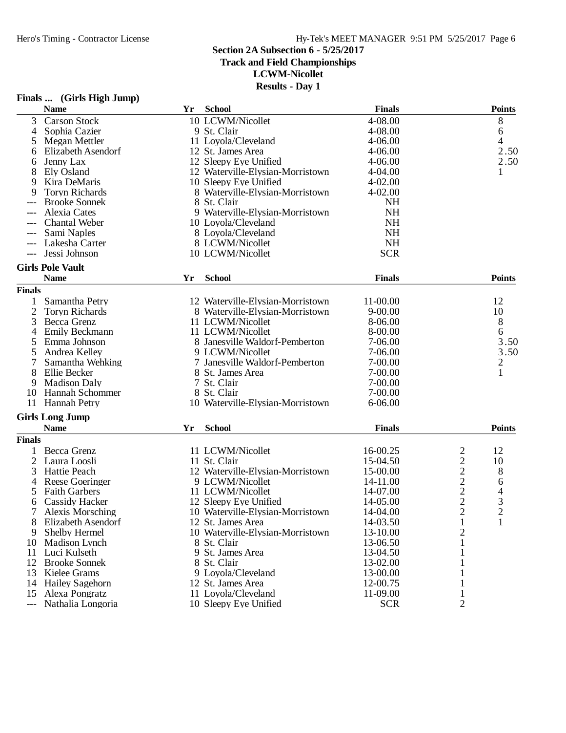**Section 2A Subsection 6 - 5/25/2017**
**Track and Field Championships**
**LCWM-Nicollet**
**Results - Day 1**

### Finals ... (Girls High Jump)

| | Name | Yr | School | Finals | Points |
|---|---|---|---|---|---|
| 3 | Carson Stock | 10 | LCWM/Nicollet | 4-08.00 | 8 |
| 4 | Sophia Cazier | 9 | St. Clair | 4-08.00 | 6 |
| 5 | Megan Mettler | 11 | Loyola/Cleveland | 4-06.00 | 4 |
| 6 | Elizabeth Asendorf | 12 | St. James Area | 4-06.00 | 2.50 |
| 6 | Jenny Lax | 12 | Sleepy Eye Unified | 4-06.00 | 2.50 |
| 8 | Ely Osland | 12 | Waterville-Elysian-Morristown | 4-04.00 | 1 |
| 9 | Kira DeMaris | 10 | Sleepy Eye Unified | 4-02.00 | |
| 9 | Toryn Richards | 8 | Waterville-Elysian-Morristown | 4-02.00 | |
| --- | Brooke Sonnek | 8 | St. Clair | NH | |
| --- | Alexia Cates | 9 | Waterville-Elysian-Morristown | NH | |
| --- | Chantal Weber | 10 | Loyola/Cleveland | NH | |
| --- | Sami Naples | 8 | Loyola/Cleveland | NH | |
| --- | Lakesha Carter | 8 | LCWM/Nicollet | NH | |
| --- | Jessi Johnson | 10 | LCWM/Nicollet | SCR | |

### Girls Pole Vault

**Finals**

| | Name | Yr | School | Finals | Points |
|---|---|---|---|---|---|
| 1 | Samantha Petry | 12 | Waterville-Elysian-Morristown | 11-00.00 | 12 |
| 2 | Toryn Richards | 8 | Waterville-Elysian-Morristown | 9-00.00 | 10 |
| 3 | Becca Grenz | 11 | LCWM/Nicollet | 8-06.00 | 8 |
| 4 | Emily Beckmann | 11 | LCWM/Nicollet | 8-00.00 | 6 |
| 5 | Emma Johnson | 8 | Janesville Waldorf-Pemberton | 7-06.00 | 3.50 |
| 5 | Andrea Kelley | 9 | LCWM/Nicollet | 7-06.00 | 3.50 |
| 7 | Samantha Wehking | 7 | Janesville Waldorf-Pemberton | 7-00.00 | 2 |
| 8 | Ellie Becker | 8 | St. James Area | 7-00.00 | 1 |
| 9 | Madison Daly | 7 | St. Clair | 7-00.00 | |
| 10 | Hannah Schommer | 8 | St. Clair | 7-00.00 | |
| 11 | Hannah Petry | 10 | Waterville-Elysian-Morristown | 6-06.00 | |

### Girls Long Jump

**Finals**

| | Name | Yr | School | Finals | | Points |
|---|---|---|---|---|---|---|
| 1 | Becca Grenz | 11 | LCWM/Nicollet | 16-00.25 | 2 | 12 |
| 2 | Laura Loosli | 11 | St. Clair | 15-04.50 | 2 | 10 |
| 3 | Hattie Peach | 12 | Waterville-Elysian-Morristown | 15-00.00 | 2 | 8 |
| 4 | Reese Goeringer | 9 | LCWM/Nicollet | 14-11.00 | 2 | 6 |
| 5 | Faith Garbers | 11 | LCWM/Nicollet | 14-07.00 | 2 | 4 |
| 6 | Cassidy Hacker | 12 | Sleepy Eye Unified | 14-05.00 | 2 | 3 |
| 7 | Alexis Morsching | 10 | Waterville-Elysian-Morristown | 14-04.00 | 2 | 2 |
| 8 | Elizabeth Asendorf | 12 | St. James Area | 14-03.50 | 1 | 1 |
| 9 | Shelby Hermel | 10 | Waterville-Elysian-Morristown | 13-10.00 | 2 | |
| 10 | Madison Lynch | 8 | St. Clair | 13-06.50 | 1 | |
| 11 | Luci Kulseth | 9 | St. James Area | 13-04.50 | 1 | |
| 12 | Brooke Sonnek | 8 | St. Clair | 13-02.00 | 1 | |
| 13 | Kielee Grams | 9 | Loyola/Cleveland | 13-00.00 | 1 | |
| 14 | Hailey Sagehorn | 12 | St. James Area | 12-00.75 | 1 | |
| 15 | Alexa Pongratz | 11 | Loyola/Cleveland | 11-09.00 | 1 | |
| --- | Nathalia Longoria | 10 | Sleepy Eye Unified | SCR | 2 | |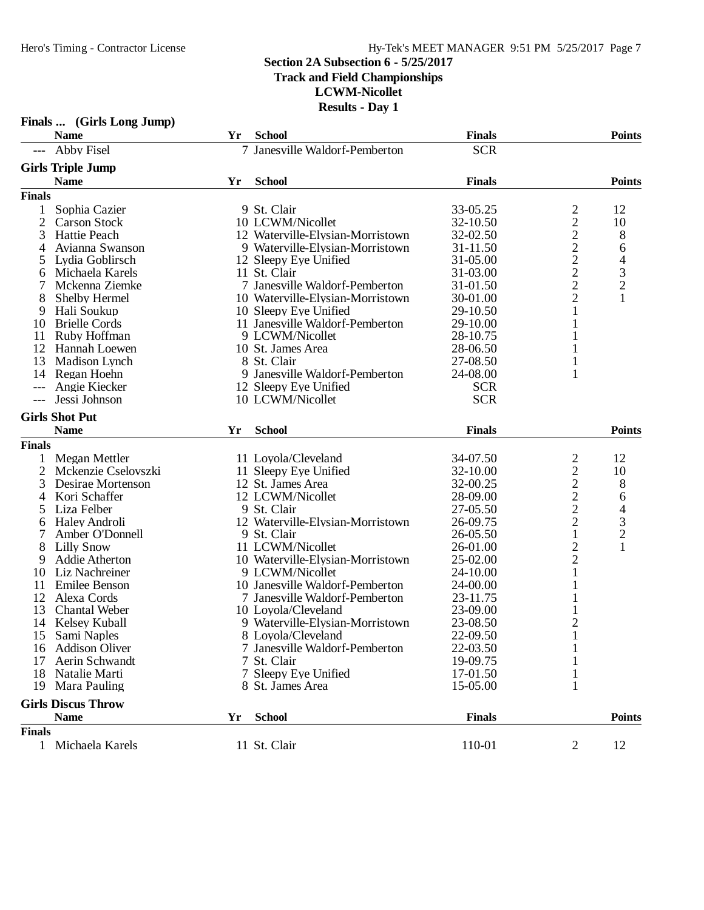## Section 2A Subsection 6 - 5/25/2017
## Track and Field Championships
## LCWM-Nicollet
## Results - Day 1

### Finals ... (Girls Long Jump)

| | Name | Yr | School | Finals | | Points |
|---|---|---|---|---|---|---|
| --- | Abby Fisel | 7 | Janesville Waldorf-Pemberton | SCR | | |

### Girls Triple Jump

| | Name | Yr | School | Finals | | Points |
|---|---|---|---|---|---|---|
| **Finals** | | | | | | |
| 1 | Sophia Cazier | 9 | St. Clair | 33-05.25 | 2 | 12 |
| 2 | Carson Stock | 10 | LCWM/Nicollet | 32-10.50 | 2 | 10 |
| 3 | Hattie Peach | 12 | Waterville-Elysian-Morristown | 32-02.50 | 2 | 8 |
| 4 | Avianna Swanson | 9 | Waterville-Elysian-Morristown | 31-11.50 | 2 | 6 |
| 5 | Lydia Goblirsch | 12 | Sleepy Eye Unified | 31-05.00 | 2 | 4 |
| 6 | Michaela Karels | 11 | St. Clair | 31-03.00 | 2 | 3 |
| 7 | Mckenna Ziemke | 7 | Janesville Waldorf-Pemberton | 31-01.50 | 2 | 2 |
| 8 | Shelby Hermel | 10 | Waterville-Elysian-Morristown | 30-01.00 | 2 | 1 |
| 9 | Hali Soukup | 10 | Sleepy Eye Unified | 29-10.50 | 1 | |
| 10 | Brielle Cords | 11 | Janesville Waldorf-Pemberton | 29-10.00 | 1 | |
| 11 | Ruby Hoffman | 9 | LCWM/Nicollet | 28-10.75 | 1 | |
| 12 | Hannah Loewen | 10 | St. James Area | 28-06.50 | 1 | |
| 13 | Madison Lynch | 8 | St. Clair | 27-08.50 | 1 | |
| 14 | Regan Hoehn | 9 | Janesville Waldorf-Pemberton | 24-08.00 | 1 | |
| --- | Angie Kiecker | 12 | Sleepy Eye Unified | SCR | | |
| --- | Jessi Johnson | 10 | LCWM/Nicollet | SCR | | |

### Girls Shot Put

| | Name | Yr | School | Finals | | Points |
|---|---|---|---|---|---|---|
| **Finals** | | | | | | |
| 1 | Megan Mettler | 11 | Loyola/Cleveland | 34-07.50 | 2 | 12 |
| 2 | Mckenzie Cselovszki | 11 | Sleepy Eye Unified | 32-10.00 | 2 | 10 |
| 3 | Desirae Mortenson | 12 | St. James Area | 32-00.25 | 2 | 8 |
| 4 | Kori Schaffer | 12 | LCWM/Nicollet | 28-09.00 | 2 | 6 |
| 5 | Liza Felber | 9 | St. Clair | 27-05.50 | 2 | 4 |
| 6 | Haley Androli | 12 | Waterville-Elysian-Morristown | 26-09.75 | 2 | 3 |
| 7 | Amber O'Donnell | 9 | St. Clair | 26-05.50 | 1 | 2 |
| 8 | Lilly Snow | 11 | LCWM/Nicollet | 26-01.00 | 2 | 1 |
| 9 | Addie Atherton | 10 | Waterville-Elysian-Morristown | 25-02.00 | 2 | |
| 10 | Liz Nachreiner | 9 | LCWM/Nicollet | 24-10.00 | 1 | |
| 11 | Emilee Benson | 10 | Janesville Waldorf-Pemberton | 24-00.00 | 1 | |
| 12 | Alexa Cords | 7 | Janesville Waldorf-Pemberton | 23-11.75 | 1 | |
| 13 | Chantal Weber | 10 | Loyola/Cleveland | 23-09.00 | 1 | |
| 14 | Kelsey Kuball | 9 | Waterville-Elysian-Morristown | 23-08.50 | 2 | |
| 15 | Sami Naples | 8 | Loyola/Cleveland | 22-09.50 | 1 | |
| 16 | Addison Oliver | 7 | Janesville Waldorf-Pemberton | 22-03.50 | 1 | |
| 17 | Aerin Schwandt | 7 | St. Clair | 19-09.75 | 1 | |
| 18 | Natalie Marti | 7 | Sleepy Eye Unified | 17-01.50 | 1 | |
| 19 | Mara Pauling | 8 | St. James Area | 15-05.00 | 1 | |

### Girls Discus Throw

| | Name | Yr | School | Finals | | Points |
|---|---|---|---|---|---|---|
| **Finals** | | | | | | |
| 1 | Michaela Karels | 11 | St. Clair | 110-01 | 2 | 12 |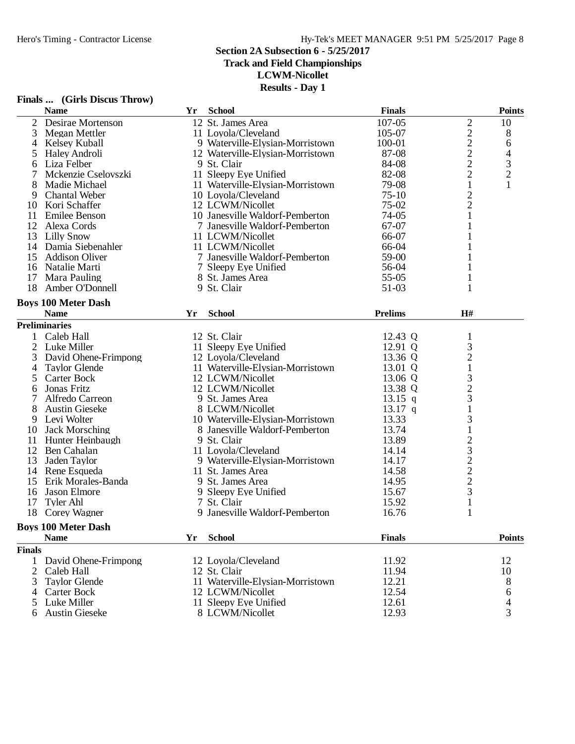## Section 2A Subsection 6 - 5/25/2017
### Track and Field Championships
### LCWM-Nicollet
### Results - Day 1

**Finals ... (Girls Discus Throw)**

| | Name | Yr | School | Finals | | Points |
|---|---|---|---|---|---|---|
| 2 | Desirae Mortenson | 12 | St. James Area | 107-05 | 2 | 10 |
| 3 | Megan Mettler | 11 | Loyola/Cleveland | 105-07 | 2 | 8 |
| 4 | Kelsey Kuball | 9 | Waterville-Elysian-Morristown | 100-01 | 2 | 6 |
| 5 | Haley Androli | 12 | Waterville-Elysian-Morristown | 87-08 | 2 | 4 |
| 6 | Liza Felber | 9 | St. Clair | 84-08 | 2 | 3 |
| 7 | Mckenzie Cselovszki | 11 | Sleepy Eye Unified | 82-08 | 2 | 2 |
| 8 | Madie Michael | 11 | Waterville-Elysian-Morristown | 79-08 | 1 | 1 |
| 9 | Chantal Weber | 10 | Loyola/Cleveland | 75-10 | 2 | |
| 10 | Kori Schaffer | 12 | LCWM/Nicollet | 75-02 | 2 | |
| 11 | Emilee Benson | 10 | Janesville Waldorf-Pemberton | 74-05 | 1 | |
| 12 | Alexa Cords | 7 | Janesville Waldorf-Pemberton | 67-07 | 1 | |
| 13 | Lilly Snow | 11 | LCWM/Nicollet | 66-07 | 1 | |
| 14 | Damia Siebenahler | 11 | LCWM/Nicollet | 66-04 | 1 | |
| 15 | Addison Oliver | 7 | Janesville Waldorf-Pemberton | 59-00 | 1 | |
| 16 | Natalie Marti | 7 | Sleepy Eye Unified | 56-04 | 1 | |
| 17 | Mara Pauling | 8 | St. James Area | 55-05 | 1 | |
| 18 | Amber O'Donnell | 9 | St. Clair | 51-03 | 1 | |

**Boys 100 Meter Dash**

**Preliminaries**

| | Name | Yr | School | Prelims | | H# |
|---|---|---|---|---|---|---|
| 1 | Caleb Hall | 12 | St. Clair | 12.43 | Q | 1 |
| 2 | Luke Miller | 11 | Sleepy Eye Unified | 12.91 | Q | 3 |
| 3 | David Ohene-Frimpong | 12 | Loyola/Cleveland | 13.36 | Q | 2 |
| 4 | Taylor Glende | 11 | Waterville-Elysian-Morristown | 13.01 | Q | 1 |
| 5 | Carter Bock | 12 | LCWM/Nicollet | 13.06 | Q | 3 |
| 6 | Jonas Fritz | 12 | LCWM/Nicollet | 13.38 | Q | 2 |
| 7 | Alfredo Carreon | 9 | St. James Area | 13.15 | q | 3 |
| 8 | Austin Gieseke | 8 | LCWM/Nicollet | 13.17 | q | 1 |
| 9 | Levi Wolter | 10 | Waterville-Elysian-Morristown | 13.33 | | 3 |
| 10 | Jack Morsching | 8 | Janesville Waldorf-Pemberton | 13.74 | | 1 |
| 11 | Hunter Heinbaugh | 9 | St. Clair | 13.89 | | 2 |
| 12 | Ben Cahalan | 11 | Loyola/Cleveland | 14.14 | | 3 |
| 13 | Jaden Taylor | 9 | Waterville-Elysian-Morristown | 14.17 | | 2 |
| 14 | Rene Esqueda | 11 | St. James Area | 14.58 | | 2 |
| 15 | Erik Morales-Banda | 9 | St. James Area | 14.95 | | 2 |
| 16 | Jason Elmore | 9 | Sleepy Eye Unified | 15.67 | | 3 |
| 17 | Tyler Ahl | 7 | St. Clair | 15.92 | | 1 |
| 18 | Corey Wagner | 9 | Janesville Waldorf-Pemberton | 16.76 | | 1 |

**Boys 100 Meter Dash**

**Finals**

| | Name | Yr | School | Finals | Points |
|---|---|---|---|---|---|
| 1 | David Ohene-Frimpong | 12 | Loyola/Cleveland | 11.92 | 12 |
| 2 | Caleb Hall | 12 | St. Clair | 11.94 | 10 |
| 3 | Taylor Glende | 11 | Waterville-Elysian-Morristown | 12.21 | 8 |
| 4 | Carter Bock | 12 | LCWM/Nicollet | 12.54 | 6 |
| 5 | Luke Miller | 11 | Sleepy Eye Unified | 12.61 | 4 |
| 6 | Austin Gieseke | 8 | LCWM/Nicollet | 12.93 | 3 |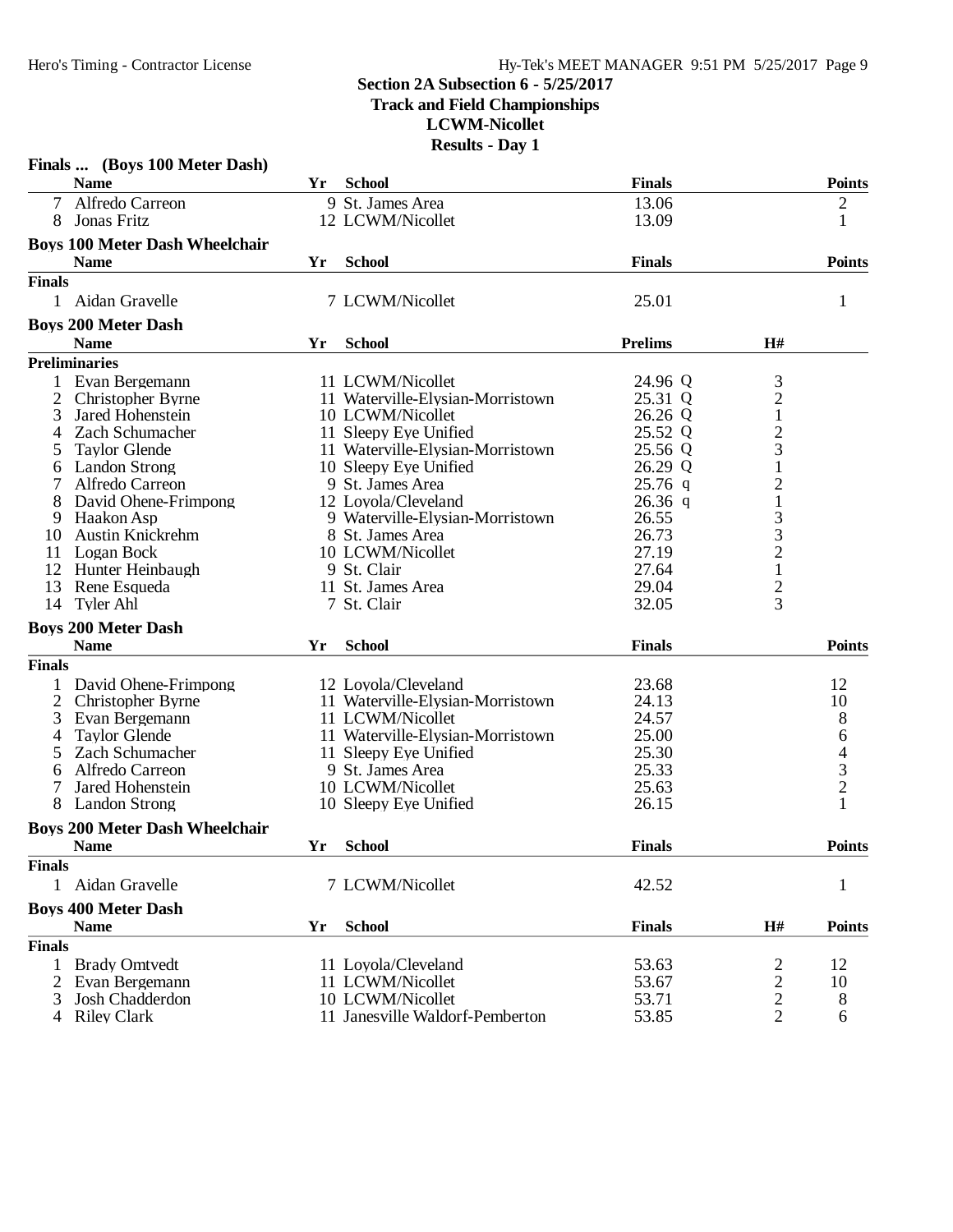## Section 2A Subsection 6 - 5/25/2017
## Track and Field Championships
## LCWM-Nicollet
## Results - Day 1

### Finals ... (Boys 100 Meter Dash)

| | Name | Yr | School | Finals | Points |
|---|---|---|---|---|---|
| 7 | Alfredo Carreon | 9 | St. James Area | 13.06 | 2 |
| 8 | Jonas Fritz | 12 | LCWM/Nicollet | 13.09 | 1 |

### Boys 100 Meter Dash Wheelchair

| | Name | Yr | School | Finals | Points |
|---|---|---|---|---|---|
| **Finals** | | | | | |
| 1 | Aidan Gravelle | 7 | LCWM/Nicollet | 25.01 | 1 |

### Boys 200 Meter Dash

| | Name | Yr | School | Prelims | H# |
|---|---|---|---|---|---|
| **Preliminaries** | | | | | |
| 1 | Evan Bergemann | 11 | LCWM/Nicollet | 24.96 Q | 3 |
| 2 | Christopher Byrne | 11 | Waterville-Elysian-Morristown | 25.31 Q | 2 |
| 3 | Jared Hohenstein | 10 | LCWM/Nicollet | 26.26 Q | 1 |
| 4 | Zach Schumacher | 11 | Sleepy Eye Unified | 25.52 Q | 2 |
| 5 | Taylor Glende | 11 | Waterville-Elysian-Morristown | 25.56 Q | 3 |
| 6 | Landon Strong | 10 | Sleepy Eye Unified | 26.29 Q | 1 |
| 7 | Alfredo Carreon | 9 | St. James Area | 25.76 q | 2 |
| 8 | David Ohene-Frimpong | 12 | Loyola/Cleveland | 26.36 q | 1 |
| 9 | Haakon Asp | 9 | Waterville-Elysian-Morristown | 26.55 | 3 |
| 10 | Austin Knickrehm | 8 | St. James Area | 26.73 | 3 |
| 11 | Logan Bock | 10 | LCWM/Nicollet | 27.19 | 2 |
| 12 | Hunter Heinbaugh | 9 | St. Clair | 27.64 | 1 |
| 13 | Rene Esqueda | 11 | St. James Area | 29.04 | 2 |
| 14 | Tyler Ahl | 7 | St. Clair | 32.05 | 3 |

### Boys 200 Meter Dash

| | Name | Yr | School | Finals | Points |
|---|---|---|---|---|---|
| **Finals** | | | | | |
| 1 | David Ohene-Frimpong | 12 | Loyola/Cleveland | 23.68 | 12 |
| 2 | Christopher Byrne | 11 | Waterville-Elysian-Morristown | 24.13 | 10 |
| 3 | Evan Bergemann | 11 | LCWM/Nicollet | 24.57 | 8 |
| 4 | Taylor Glende | 11 | Waterville-Elysian-Morristown | 25.00 | 6 |
| 5 | Zach Schumacher | 11 | Sleepy Eye Unified | 25.30 | 4 |
| 6 | Alfredo Carreon | 9 | St. James Area | 25.33 | 3 |
| 7 | Jared Hohenstein | 10 | LCWM/Nicollet | 25.63 | 2 |
| 8 | Landon Strong | 10 | Sleepy Eye Unified | 26.15 | 1 |

### Boys 200 Meter Dash Wheelchair

| | Name | Yr | School | Finals | Points |
|---|---|---|---|---|---|
| **Finals** | | | | | |
| 1 | Aidan Gravelle | 7 | LCWM/Nicollet | 42.52 | 1 |

### Boys 400 Meter Dash

| | Name | Yr | School | Finals | H# | Points |
|---|---|---|---|---|---|---|
| **Finals** | | | | | | |
| 1 | Brady Omtvedt | 11 | Loyola/Cleveland | 53.63 | 2 | 12 |
| 2 | Evan Bergemann | 11 | LCWM/Nicollet | 53.67 | 2 | 10 |
| 3 | Josh Chadderdon | 10 | LCWM/Nicollet | 53.71 | 2 | 8 |
| 4 | Riley Clark | 11 | Janesville Waldorf-Pemberton | 53.85 | 2 | 6 |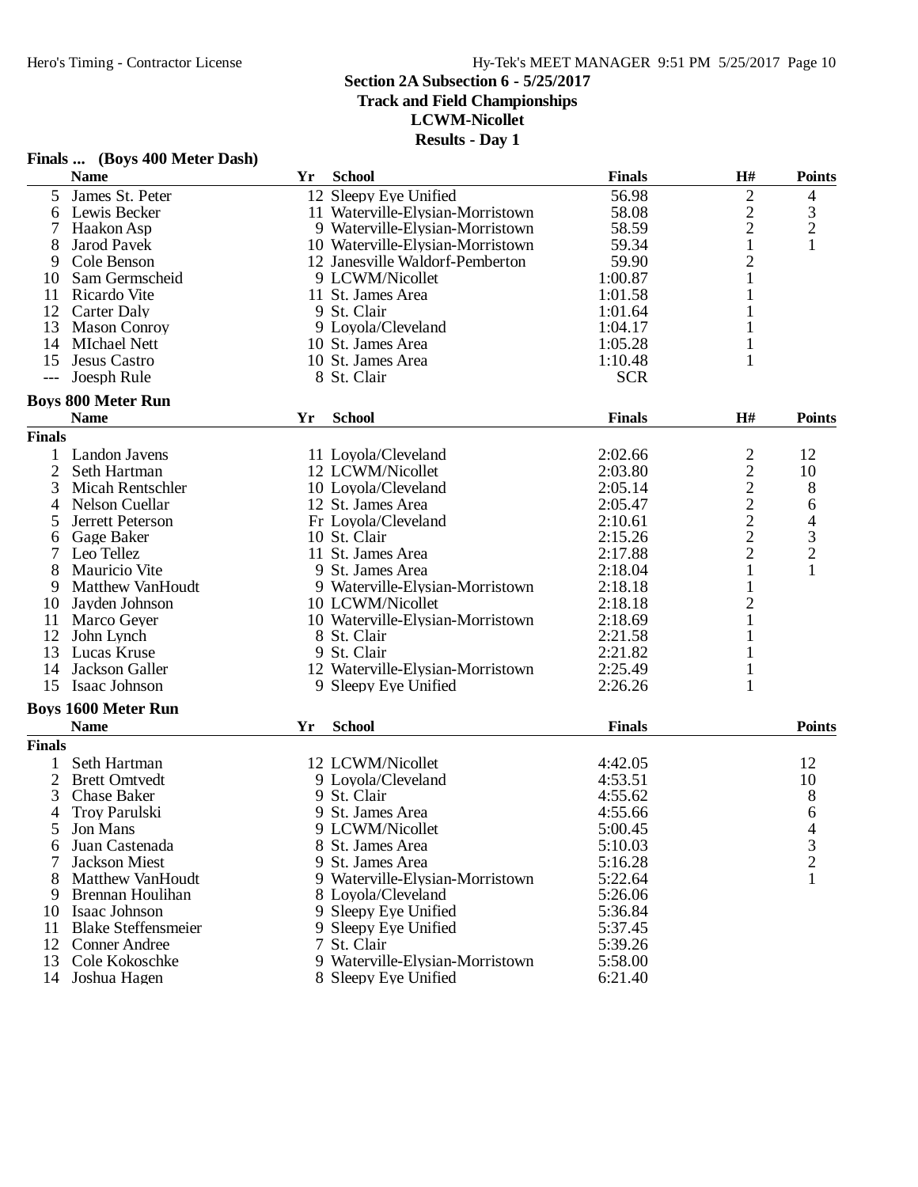## Section 2A Subsection 6 - 5/25/2017
## Track and Field Championships
## LCWM-Nicollet
## Results - Day 1

### Finals ... (Boys 400 Meter Dash)

| | Name | Yr | School | Finals | H# | Points |
|---|---|---|---|---|---|---|
| 5 | James St. Peter | 12 | Sleepy Eye Unified | 56.98 | 2 | 4 |
| 6 | Lewis Becker | 11 | Waterville-Elysian-Morristown | 58.08 | 2 | 3 |
| 7 | Haakon Asp | 9 | Waterville-Elysian-Morristown | 58.59 | 2 | 2 |
| 8 | Jarod Pavek | 10 | Waterville-Elysian-Morristown | 59.34 | 1 | 1 |
| 9 | Cole Benson | 12 | Janesville Waldorf-Pemberton | 59.90 | 2 | |
| 10 | Sam Germscheid | 9 | LCWM/Nicollet | 1:00.87 | 1 | |
| 11 | Ricardo Vite | 11 | St. James Area | 1:01.58 | 1 | |
| 12 | Carter Daly | 9 | St. Clair | 1:01.64 | 1 | |
| 13 | Mason Conroy | 9 | Loyola/Cleveland | 1:04.17 | 1 | |
| 14 | MIchael Nett | 10 | St. James Area | 1:05.28 | 1 | |
| 15 | Jesus Castro | 10 | St. James Area | 1:10.48 | 1 | |
| --- | Joesph Rule | 8 | St. Clair | SCR | | |

### Boys 800 Meter Run

**Finals**

| | Name | Yr | School | Finals | H# | Points |
|---|---|---|---|---|---|---|
| 1 | Landon Javens | 11 | Loyola/Cleveland | 2:02.66 | 2 | 12 |
| 2 | Seth Hartman | 12 | LCWM/Nicollet | 2:03.80 | 2 | 10 |
| 3 | Micah Rentschler | 10 | Loyola/Cleveland | 2:05.14 | 2 | 8 |
| 4 | Nelson Cuellar | 12 | St. James Area | 2:05.47 | 2 | 6 |
| 5 | Jerrett Peterson | Fr | Loyola/Cleveland | 2:10.61 | 2 | 4 |
| 6 | Gage Baker | 10 | St. Clair | 2:15.26 | 2 | 3 |
| 7 | Leo Tellez | 11 | St. James Area | 2:17.88 | 2 | 2 |
| 8 | Mauricio Vite | 9 | St. James Area | 2:18.04 | 1 | 1 |
| 9 | Matthew VanHoudt | 9 | Waterville-Elysian-Morristown | 2:18.18 | 1 | |
| 10 | Jayden Johnson | 10 | LCWM/Nicollet | 2:18.18 | 2 | |
| 11 | Marco Geyer | 10 | Waterville-Elysian-Morristown | 2:18.69 | 1 | |
| 12 | John Lynch | 8 | St. Clair | 2:21.58 | 1 | |
| 13 | Lucas Kruse | 9 | St. Clair | 2:21.82 | 1 | |
| 14 | Jackson Galler | 12 | Waterville-Elysian-Morristown | 2:25.49 | 1 | |
| 15 | Isaac Johnson | 9 | Sleepy Eye Unified | 2:26.26 | 1 | |

### Boys 1600 Meter Run

**Finals**

| | Name | Yr | School | Finals | Points |
|---|---|---|---|---|---|
| 1 | Seth Hartman | 12 | LCWM/Nicollet | 4:42.05 | 12 |
| 2 | Brett Omtvedt | 9 | Loyola/Cleveland | 4:53.51 | 10 |
| 3 | Chase Baker | 9 | St. Clair | 4:55.62 | 8 |
| 4 | Troy Parulski | 9 | St. James Area | 4:55.66 | 6 |
| 5 | Jon Mans | 9 | LCWM/Nicollet | 5:00.45 | 4 |
| 6 | Juan Castenada | 8 | St. James Area | 5:10.03 | 3 |
| 7 | Jackson Miest | 9 | St. James Area | 5:16.28 | 2 |
| 8 | Matthew VanHoudt | 9 | Waterville-Elysian-Morristown | 5:22.64 | 1 |
| 9 | Brennan Houlihan | 8 | Loyola/Cleveland | 5:26.06 | |
| 10 | Isaac Johnson | 9 | Sleepy Eye Unified | 5:36.84 | |
| 11 | Blake Steffensmeier | 9 | Sleepy Eye Unified | 5:37.45 | |
| 12 | Conner Andree | 7 | St. Clair | 5:39.26 | |
| 13 | Cole Kokoschke | 9 | Waterville-Elysian-Morristown | 5:58.00 | |
| 14 | Joshua Hagen | 8 | Sleepy Eye Unified | 6:21.40 | |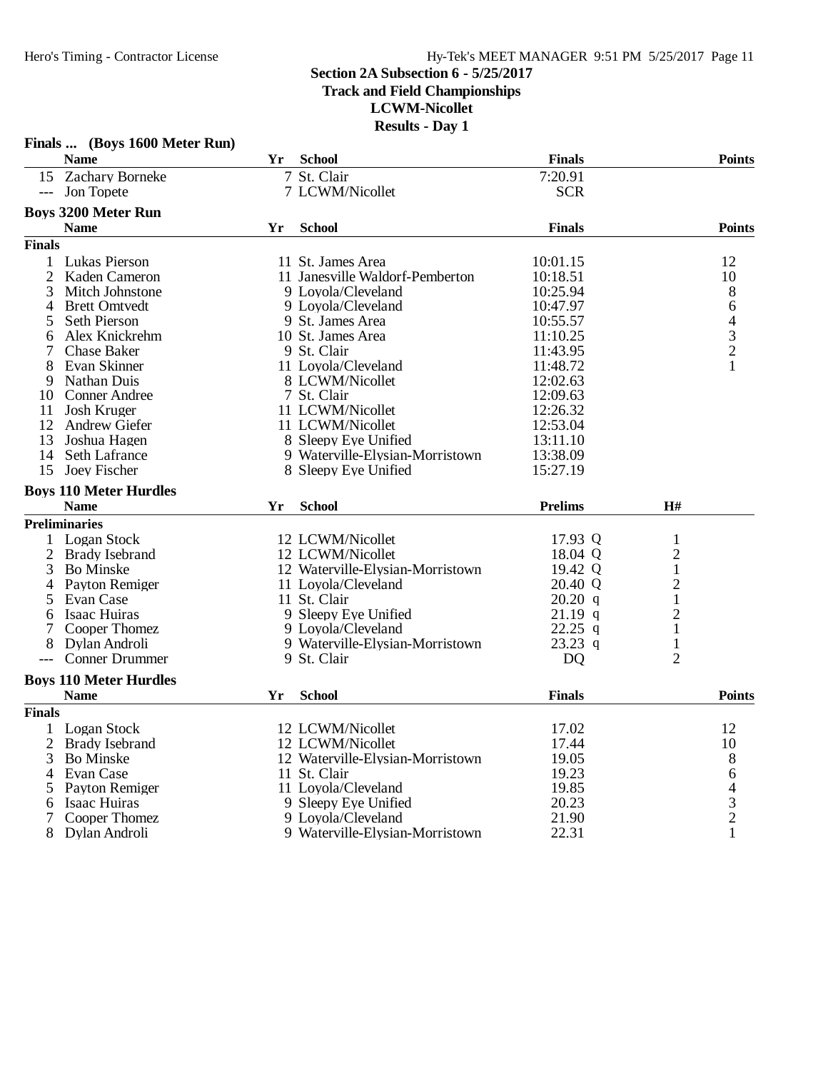## Section 2A Subsection 6 - 5/25/2017
## Track and Field Championships
## LCWM-Nicollet
## Results - Day 1

### Finals ... (Boys 1600 Meter Run)

| | Name | Yr | School | Finals | Points |
|---|---|---|---|---|---|
| 15 | Zachary Borneke | 7 | St. Clair | 7:20.91 | |
| --- | Jon Topete | 7 | LCWM/Nicollet | SCR | |

### Boys 3200 Meter Run

**Finals**

| | Name | Yr | School | Finals | Points |
|---|---|---|---|---|---|
| 1 | Lukas Pierson | 11 | St. James Area | 10:01.15 | 12 |
| 2 | Kaden Cameron | 11 | Janesville Waldorf-Pemberton | 10:18.51 | 10 |
| 3 | Mitch Johnstone | 9 | Loyola/Cleveland | 10:25.94 | 8 |
| 4 | Brett Omtvedt | 9 | Loyola/Cleveland | 10:47.97 | 6 |
| 5 | Seth Pierson | 9 | St. James Area | 10:55.57 | 4 |
| 6 | Alex Knickrehm | 10 | St. James Area | 11:10.25 | 3 |
| 7 | Chase Baker | 9 | St. Clair | 11:43.95 | 2 |
| 8 | Evan Skinner | 11 | Loyola/Cleveland | 11:48.72 | 1 |
| 9 | Nathan Duis | 8 | LCWM/Nicollet | 12:02.63 | |
| 10 | Conner Andree | 7 | St. Clair | 12:09.63 | |
| 11 | Josh Kruger | 11 | LCWM/Nicollet | 12:26.32 | |
| 12 | Andrew Giefer | 11 | LCWM/Nicollet | 12:53.04 | |
| 13 | Joshua Hagen | 8 | Sleepy Eye Unified | 13:11.10 | |
| 14 | Seth Lafrance | 9 | Waterville-Elysian-Morristown | 13:38.09 | |
| 15 | Joey Fischer | 8 | Sleepy Eye Unified | 15:27.19 | |

### Boys 110 Meter Hurdles

**Preliminaries**

| | Name | Yr | School | Prelims | | H# |
|---|---|---|---|---|---|---|
| 1 | Logan Stock | 12 | LCWM/Nicollet | 17.93 | Q | 1 |
| 2 | Brady Isebrand | 12 | LCWM/Nicollet | 18.04 | Q | 2 |
| 3 | Bo Minske | 12 | Waterville-Elysian-Morristown | 19.42 | Q | 1 |
| 4 | Payton Remiger | 11 | Loyola/Cleveland | 20.40 | Q | 2 |
| 5 | Evan Case | 11 | St. Clair | 20.20 | q | 1 |
| 6 | Isaac Huiras | 9 | Sleepy Eye Unified | 21.19 | q | 2 |
| 7 | Cooper Thomez | 9 | Loyola/Cleveland | 22.25 | q | 1 |
| 8 | Dylan Androli | 9 | Waterville-Elysian-Morristown | 23.23 | q | 1 |
| --- | Conner Drummer | 9 | St. Clair | DQ | | 2 |

### Boys 110 Meter Hurdles

**Finals**

| | Name | Yr | School | Finals | Points |
|---|---|---|---|---|---|
| 1 | Logan Stock | 12 | LCWM/Nicollet | 17.02 | 12 |
| 2 | Brady Isebrand | 12 | LCWM/Nicollet | 17.44 | 10 |
| 3 | Bo Minske | 12 | Waterville-Elysian-Morristown | 19.05 | 8 |
| 4 | Evan Case | 11 | St. Clair | 19.23 | 6 |
| 5 | Payton Remiger | 11 | Loyola/Cleveland | 19.85 | 4 |
| 6 | Isaac Huiras | 9 | Sleepy Eye Unified | 20.23 | 3 |
| 7 | Cooper Thomez | 9 | Loyola/Cleveland | 21.90 | 2 |
| 8 | Dylan Androli | 9 | Waterville-Elysian-Morristown | 22.31 | 1 |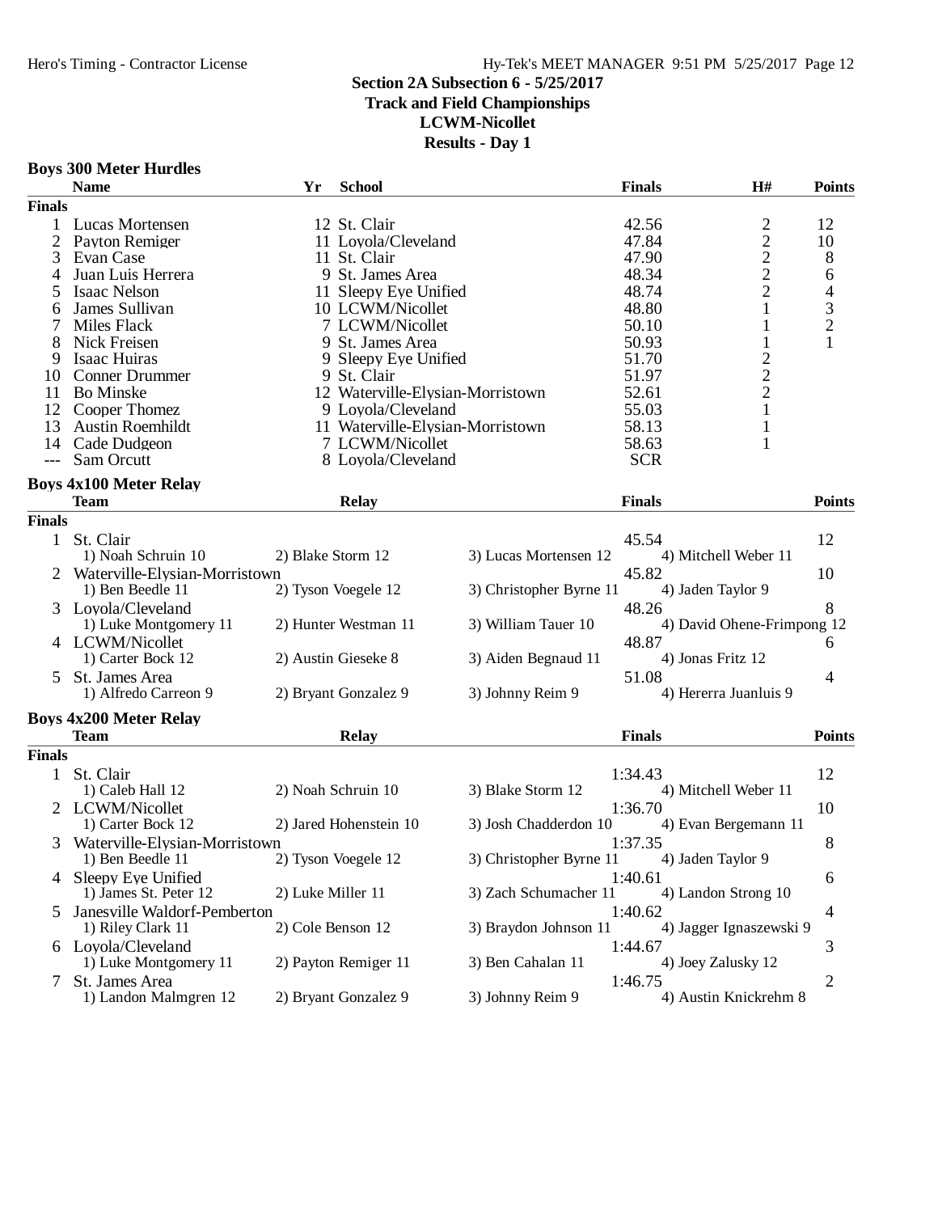## Section 2A Subsection 6 - 5/25/2017
## Track and Field Championships
## LCWM-Nicollet
## Results - Day 1

### Boys 300 Meter Hurdles

**Finals**

| | Name | Yr | School | Finals | H# | Points |
|---|---|---|---|---|---|---|
| 1 | Lucas Mortensen | 12 | St. Clair | 42.56 | 2 | 12 |
| 2 | Payton Remiger | 11 | Loyola/Cleveland | 47.84 | 2 | 10 |
| 3 | Evan Case | 11 | St. Clair | 47.90 | 2 | 8 |
| 4 | Juan Luis Herrera | 9 | St. James Area | 48.34 | 2 | 6 |
| 5 | Isaac Nelson | 11 | Sleepy Eye Unified | 48.74 | 2 | 4 |
| 6 | James Sullivan | 10 | LCWM/Nicollet | 48.80 | 1 | 3 |
| 7 | Miles Flack | 7 | LCWM/Nicollet | 50.10 | 1 | 2 |
| 8 | Nick Freisen | 9 | St. James Area | 50.93 | 1 | 1 |
| 9 | Isaac Huiras | 9 | Sleepy Eye Unified | 51.70 | 2 | |
| 10 | Conner Drummer | 9 | St. Clair | 51.97 | 2 | |
| 11 | Bo Minske | 12 | Waterville-Elysian-Morristown | 52.61 | 2 | |
| 12 | Cooper Thomez | 9 | Loyola/Cleveland | 55.03 | 1 | |
| 13 | Austin Roemhildt | 11 | Waterville-Elysian-Morristown | 58.13 | 1 | |
| 14 | Cade Dudgeon | 7 | LCWM/Nicollet | 58.63 | 1 | |
| --- | Sam Orcutt | 8 | Loyola/Cleveland | SCR | | |

### Boys 4x100 Meter Relay

**Finals**

| | Team | Relay | Finals | Points |
|---|---|---|---|---|
| 1 | St. Clair | | 45.54 | 12 |
| | 1) Noah Schruin 10 | 2) Blake Storm 12 | 3) Lucas Mortensen 12 | 4) Mitchell Weber 11 |
| 2 | Waterville-Elysian-Morristown | | 45.82 | 10 |
| | 1) Ben Beedle 11 | 2) Tyson Voegele 12 | 3) Christopher Byrne 11 | 4) Jaden Taylor 9 |
| 3 | Loyola/Cleveland | | 48.26 | 8 |
| | 1) Luke Montgomery 11 | 2) Hunter Westman 11 | 3) William Tauer 10 | 4) David Ohene-Frimpong 12 |
| 4 | LCWM/Nicollet | | 48.87 | 6 |
| | 1) Carter Bock 12 | 2) Austin Gieseke 8 | 3) Aiden Begnaud 11 | 4) Jonas Fritz 12 |
| 5 | St. James Area | | 51.08 | 4 |
| | 1) Alfredo Carreon 9 | 2) Bryant Gonzalez 9 | 3) Johnny Reim 9 | 4) Hererra Juanluis 9 |

### Boys 4x200 Meter Relay

**Finals**

| | Team | Relay | Finals | Points |
|---|---|---|---|---|
| 1 | St. Clair | | 1:34.43 | 12 |
| | 1) Caleb Hall 12 | 2) Noah Schruin 10 | 3) Blake Storm 12 | 4) Mitchell Weber 11 |
| 2 | LCWM/Nicollet | | 1:36.70 | 10 |
| | 1) Carter Bock 12 | 2) Jared Hohenstein 10 | 3) Josh Chadderdon 10 | 4) Evan Bergemann 11 |
| 3 | Waterville-Elysian-Morristown | | 1:37.35 | 8 |
| | 1) Ben Beedle 11 | 2) Tyson Voegele 12 | 3) Christopher Byrne 11 | 4) Jaden Taylor 9 |
| 4 | Sleepy Eye Unified | | 1:40.61 | 6 |
| | 1) James St. Peter 12 | 2) Luke Miller 11 | 3) Zach Schumacher 11 | 4) Landon Strong 10 |
| 5 | Janesville Waldorf-Pemberton | | 1:40.62 | 4 |
| | 1) Riley Clark 11 | 2) Cole Benson 12 | 3) Braydon Johnson 11 | 4) Jagger Ignaszewski 9 |
| 6 | Loyola/Cleveland | | 1:44.67 | 3 |
| | 1) Luke Montgomery 11 | 2) Payton Remiger 11 | 3) Ben Cahalan 11 | 4) Joey Zalusky 12 |
| 7 | St. James Area | | 1:46.75 | 2 |
| | 1) Landon Malmgren 12 | 2) Bryant Gonzalez 9 | 3) Johnny Reim 9 | 4) Austin Knickrehm 8 |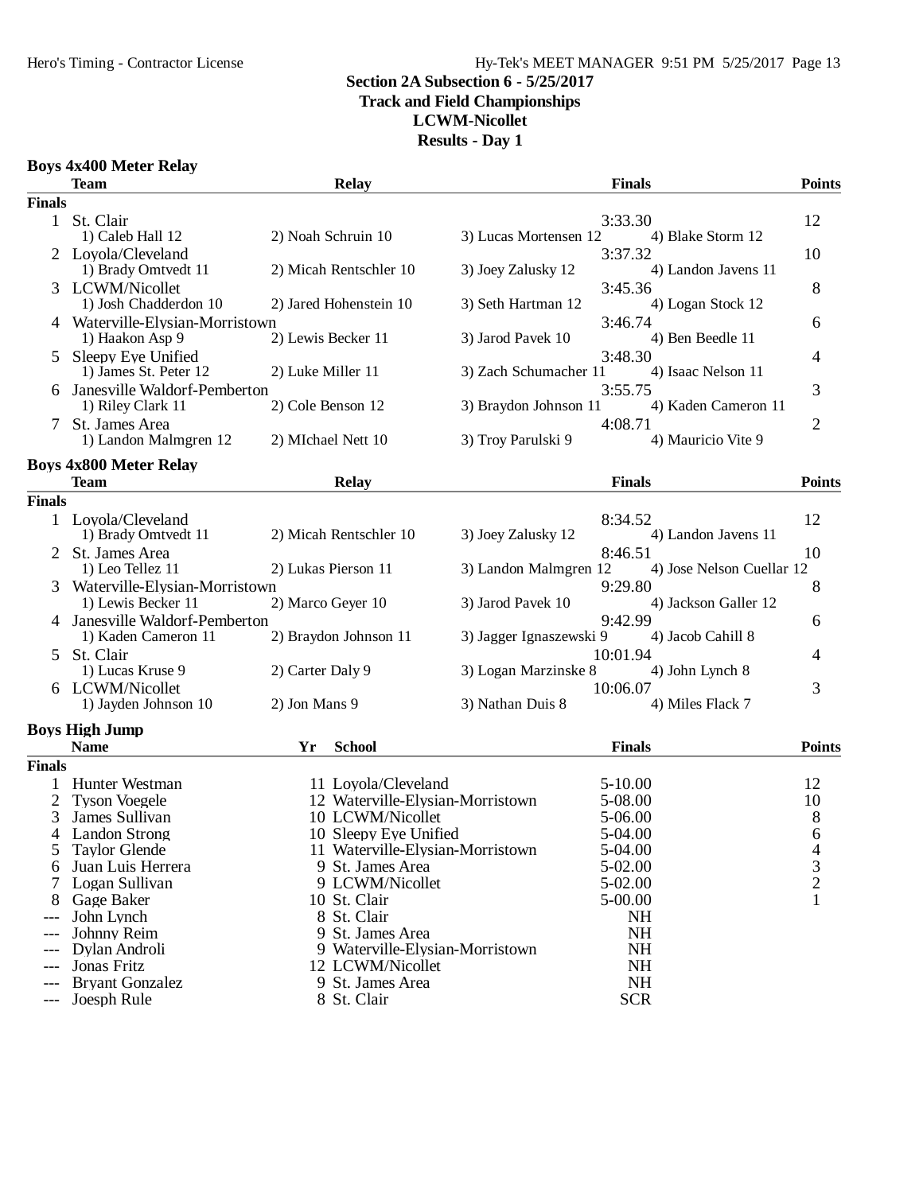# Section 2A Subsection 6 - 5/25/2017
## Track and Field Championships
## LCWM-Nicollet
## Results - Day 1

### Boys 4x400 Meter Relay

| | Team | Relay | | Finals | Points |
|---|---|---|---|---|---|
| **Finals** | | | | | |
| 1 | St. Clair | | | 3:33.30 | 12 |
| | 1) Caleb Hall 12 | 2) Noah Schruin 10 | 3) Lucas Mortensen 12 | 4) Blake Storm 12 | |
| 2 | Loyola/Cleveland | | | 3:37.32 | 10 |
| | 1) Brady Omtvedt 11 | 2) Micah Rentschler 10 | 3) Joey Zalusky 12 | 4) Landon Javens 11 | |
| 3 | LCWM/Nicollet | | | 3:45.36 | 8 |
| | 1) Josh Chadderdon 10 | 2) Jared Hohenstein 10 | 3) Seth Hartman 12 | 4) Logan Stock 12 | |
| 4 | Waterville-Elysian-Morristown | | | 3:46.74 | 6 |
| | 1) Haakon Asp 9 | 2) Lewis Becker 11 | 3) Jarod Pavek 10 | 4) Ben Beedle 11 | |
| 5 | Sleepy Eye Unified | | | 3:48.30 | 4 |
| | 1) James St. Peter 12 | 2) Luke Miller 11 | 3) Zach Schumacher 11 | 4) Isaac Nelson 11 | |
| 6 | Janesville Waldorf-Pemberton | | | 3:55.75 | 3 |
| | 1) Riley Clark 11 | 2) Cole Benson 12 | 3) Braydon Johnson 11 | 4) Kaden Cameron 11 | |
| 7 | St. James Area | | | 4:08.71 | 2 |
| | 1) Landon Malmgren 12 | 2) MIchael Nett 10 | 3) Troy Parulski 9 | 4) Mauricio Vite 9 | |

### Boys 4x800 Meter Relay

| | Team | Relay | | Finals | Points |
|---|---|---|---|---|---|
| **Finals** | | | | | |
| 1 | Loyola/Cleveland | | | 8:34.52 | 12 |
| | 1) Brady Omtvedt 11 | 2) Micah Rentschler 10 | 3) Joey Zalusky 12 | 4) Landon Javens 11 | |
| 2 | St. James Area | | | 8:46.51 | 10 |
| | 1) Leo Tellez 11 | 2) Lukas Pierson 11 | 3) Landon Malmgren 12 | 4) Jose Nelson Cuellar 12 | |
| 3 | Waterville-Elysian-Morristown | | | 9:29.80 | 8 |
| | 1) Lewis Becker 11 | 2) Marco Geyer 10 | 3) Jarod Pavek 10 | 4) Jackson Galler 12 | |
| 4 | Janesville Waldorf-Pemberton | | | 9:42.99 | 6 |
| | 1) Kaden Cameron 11 | 2) Braydon Johnson 11 | 3) Jagger Ignaszewski 9 | 4) Jacob Cahill 8 | |
| 5 | St. Clair | | | 10:01.94 | 4 |
| | 1) Lucas Kruse 9 | 2) Carter Daly 9 | 3) Logan Marzinske 8 | 4) John Lynch 8 | |
| 6 | LCWM/Nicollet | | | 10:06.07 | 3 |
| | 1) Jayden Johnson 10 | 2) Jon Mans 9 | 3) Nathan Duis 8 | 4) Miles Flack 7 | |

### Boys High Jump

| | Name | Yr | School | Finals | Points |
|---|---|---|---|---|---|
| **Finals** | | | | | |
| 1 | Hunter Westman | 11 | Loyola/Cleveland | 5-10.00 | 12 |
| 2 | Tyson Voegele | 12 | Waterville-Elysian-Morristown | 5-08.00 | 10 |
| 3 | James Sullivan | 10 | LCWM/Nicollet | 5-06.00 | 8 |
| 4 | Landon Strong | 10 | Sleepy Eye Unified | 5-04.00 | 6 |
| 5 | Taylor Glende | 11 | Waterville-Elysian-Morristown | 5-04.00 | 4 |
| 6 | Juan Luis Herrera | 9 | St. James Area | 5-02.00 | 3 |
| 7 | Logan Sullivan | 9 | LCWM/Nicollet | 5-02.00 | 2 |
| 8 | Gage Baker | 10 | St. Clair | 5-00.00 | 1 |
| --- | John Lynch | 8 | St. Clair | NH | |
| --- | Johnny Reim | 9 | St. James Area | NH | |
| --- | Dylan Androli | 9 | Waterville-Elysian-Morristown | NH | |
| --- | Jonas Fritz | 12 | LCWM/Nicollet | NH | |
| --- | Bryant Gonzalez | 9 | St. James Area | NH | |
| --- | Joesph Rule | 8 | St. Clair | SCR | |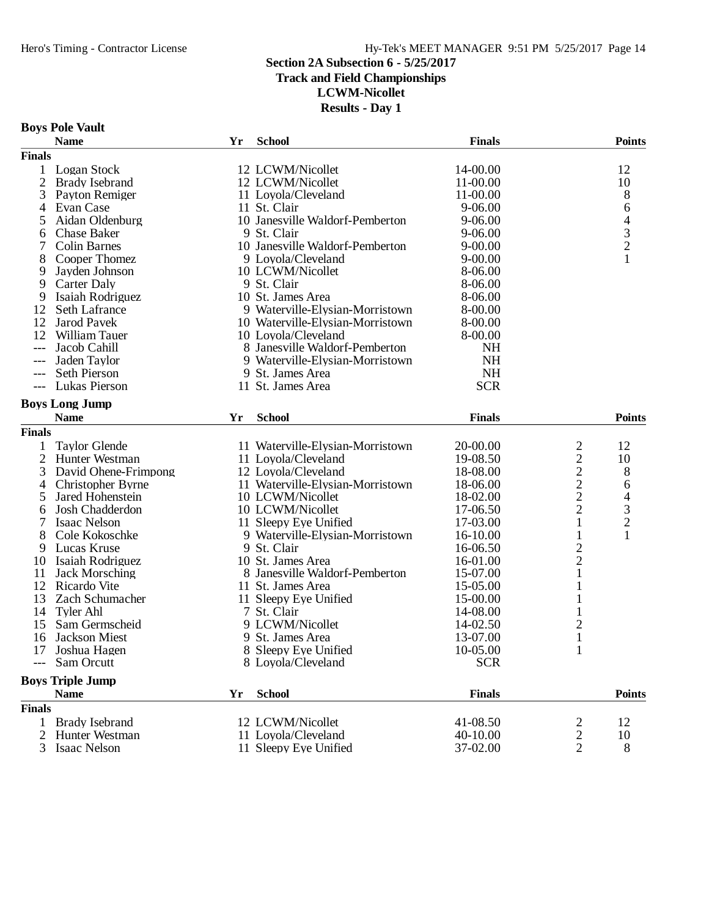**Section 2A Subsection 6 - 5/25/2017**
**Track and Field Championships**
**LCWM-Nicollet**
**Results - Day 1**

### Boys Pole Vault

| | Name | Yr | School | Finals | Points |
|---|---|---|---|---|---|
| **Finals** | | | | | |
| 1 | Logan Stock | 12 | LCWM/Nicollet | 14-00.00 | 12 |
| 2 | Brady Isebrand | 12 | LCWM/Nicollet | 11-00.00 | 10 |
| 3 | Payton Remiger | 11 | Loyola/Cleveland | 11-00.00 | 8 |
| 4 | Evan Case | 11 | St. Clair | 9-06.00 | 6 |
| 5 | Aidan Oldenburg | 10 | Janesville Waldorf-Pemberton | 9-06.00 | 4 |
| 6 | Chase Baker | 9 | St. Clair | 9-06.00 | 3 |
| 7 | Colin Barnes | 10 | Janesville Waldorf-Pemberton | 9-00.00 | 2 |
| 8 | Cooper Thomez | 9 | Loyola/Cleveland | 9-00.00 | 1 |
| 9 | Jayden Johnson | 10 | LCWM/Nicollet | 8-06.00 | |
| 9 | Carter Daly | 9 | St. Clair | 8-06.00 | |
| 9 | Isaiah Rodriguez | 10 | St. James Area | 8-06.00 | |
| 12 | Seth Lafrance | 9 | Waterville-Elysian-Morristown | 8-00.00 | |
| 12 | Jarod Pavek | 10 | Waterville-Elysian-Morristown | 8-00.00 | |
| 12 | William Tauer | 10 | Loyola/Cleveland | 8-00.00 | |
| --- | Jacob Cahill | 8 | Janesville Waldorf-Pemberton | NH | |
| --- | Jaden Taylor | 9 | Waterville-Elysian-Morristown | NH | |
| --- | Seth Pierson | 9 | St. James Area | NH | |
| --- | Lukas Pierson | 11 | St. James Area | SCR | |

### Boys Long Jump

| | Name | Yr | School | Finals | | Points |
|---|---|---|---|---|---|---|
| **Finals** | | | | | | |
| 1 | Taylor Glende | 11 | Waterville-Elysian-Morristown | 20-00.00 | 2 | 12 |
| 2 | Hunter Westman | 11 | Loyola/Cleveland | 19-08.50 | 2 | 10 |
| 3 | David Ohene-Frimpong | 12 | Loyola/Cleveland | 18-08.00 | 2 | 8 |
| 4 | Christopher Byrne | 11 | Waterville-Elysian-Morristown | 18-06.00 | 2 | 6 |
| 5 | Jared Hohenstein | 10 | LCWM/Nicollet | 18-02.00 | 2 | 4 |
| 6 | Josh Chadderdon | 10 | LCWM/Nicollet | 17-06.50 | 2 | 3 |
| 7 | Isaac Nelson | 11 | Sleepy Eye Unified | 17-03.00 | 1 | 2 |
| 8 | Cole Kokoschke | 9 | Waterville-Elysian-Morristown | 16-10.00 | 1 | 1 |
| 9 | Lucas Kruse | 9 | St. Clair | 16-06.50 | 2 | |
| 10 | Isaiah Rodriguez | 10 | St. James Area | 16-01.00 | 2 | |
| 11 | Jack Morsching | 8 | Janesville Waldorf-Pemberton | 15-07.00 | 1 | |
| 12 | Ricardo Vite | 11 | St. James Area | 15-05.00 | 1 | |
| 13 | Zach Schumacher | 11 | Sleepy Eye Unified | 15-00.00 | 1 | |
| 14 | Tyler Ahl | 7 | St. Clair | 14-08.00 | 1 | |
| 15 | Sam Germscheid | 9 | LCWM/Nicollet | 14-02.50 | 2 | |
| 16 | Jackson Miest | 9 | St. James Area | 13-07.00 | 1 | |
| 17 | Joshua Hagen | 8 | Sleepy Eye Unified | 10-05.00 | 1 | |
| --- | Sam Orcutt | 8 | Loyola/Cleveland | SCR | | |

### Boys Triple Jump

| | Name | Yr | School | Finals | | Points |
|---|---|---|---|---|---|---|
| **Finals** | | | | | | |
| 1 | Brady Isebrand | 12 | LCWM/Nicollet | 41-08.50 | 2 | 12 |
| 2 | Hunter Westman | 11 | Loyola/Cleveland | 40-10.00 | 2 | 10 |
| 3 | Isaac Nelson | 11 | Sleepy Eye Unified | 37-02.00 | 2 | 8 |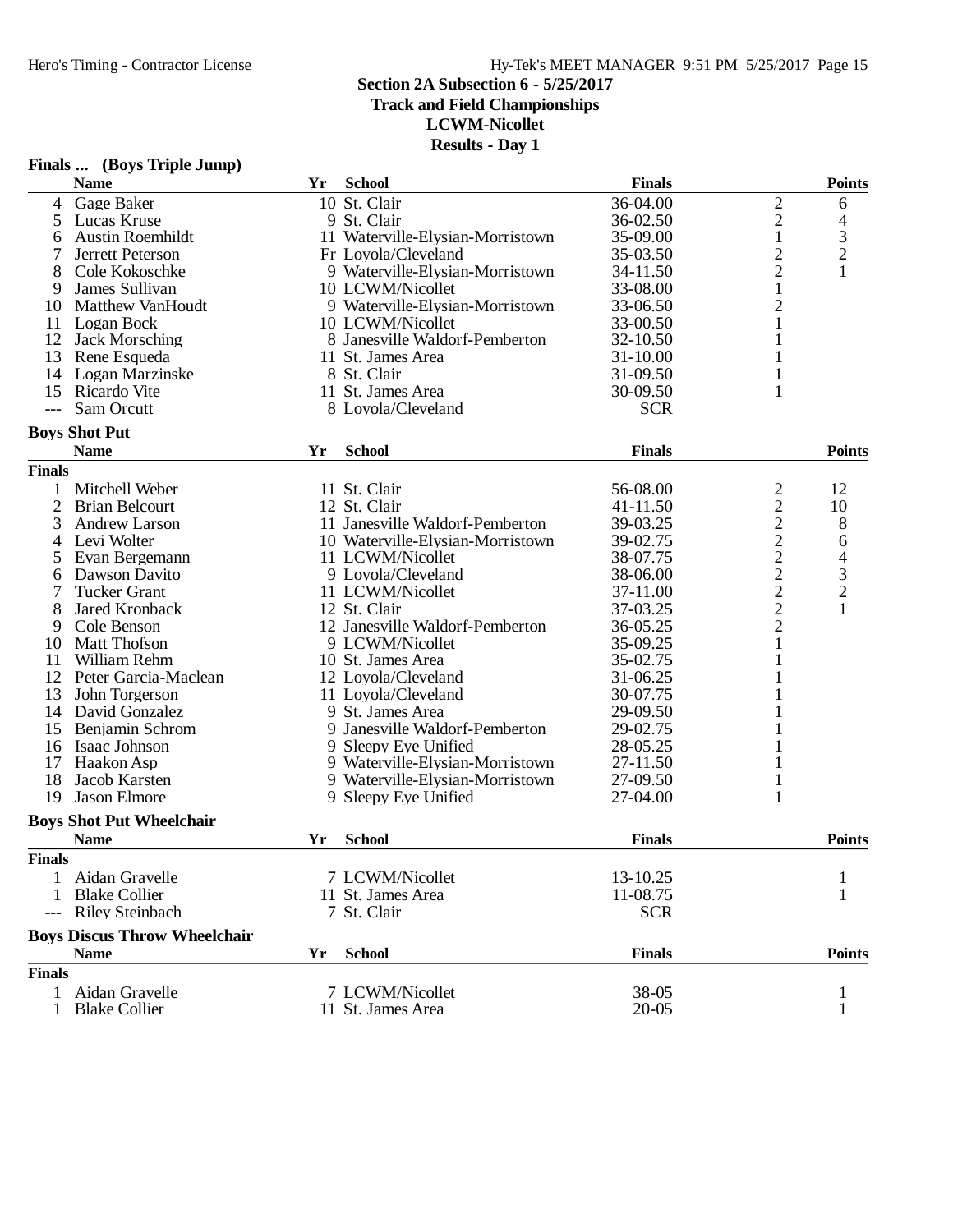## Section 2A Subsection 6 - 5/25/2017
## Track and Field Championships
## LCWM-Nicollet
## Results - Day 1

### Finals ... (Boys Triple Jump)

| | Name | Yr | School | Finals | | Points |
|---|---|---|---|---|---|---|
| 4 | Gage Baker | 10 | St. Clair | 36-04.00 | 2 | 6 |
| 5 | Lucas Kruse | 9 | St. Clair | 36-02.50 | 2 | 4 |
| 6 | Austin Roemhildt | 11 | Waterville-Elysian-Morristown | 35-09.00 | 1 | 3 |
| 7 | Jerrett Peterson | Fr | Loyola/Cleveland | 35-03.50 | 2 | 2 |
| 8 | Cole Kokoschke | 9 | Waterville-Elysian-Morristown | 34-11.50 | 2 | 1 |
| 9 | James Sullivan | 10 | LCWM/Nicollet | 33-08.00 | 1 | |
| 10 | Matthew VanHoudt | 9 | Waterville-Elysian-Morristown | 33-06.50 | 2 | |
| 11 | Logan Bock | 10 | LCWM/Nicollet | 33-00.50 | 1 | |
| 12 | Jack Morsching | 8 | Janesville Waldorf-Pemberton | 32-10.50 | 1 | |
| 13 | Rene Esqueda | 11 | St. James Area | 31-10.00 | 1 | |
| 14 | Logan Marzinske | 8 | St. Clair | 31-09.50 | 1 | |
| 15 | Ricardo Vite | 11 | St. James Area | 30-09.50 | 1 | |
| --- | Sam Orcutt | 8 | Loyola/Cleveland | SCR | | |

### Boys Shot Put

**Finals**

| | Name | Yr | School | Finals | | Points |
|---|---|---|---|---|---|---|
| 1 | Mitchell Weber | 11 | St. Clair | 56-08.00 | 2 | 12 |
| 2 | Brian Belcourt | 12 | St. Clair | 41-11.50 | 2 | 10 |
| 3 | Andrew Larson | 11 | Janesville Waldorf-Pemberton | 39-03.25 | 2 | 8 |
| 4 | Levi Wolter | 10 | Waterville-Elysian-Morristown | 39-02.75 | 2 | 6 |
| 5 | Evan Bergemann | 11 | LCWM/Nicollet | 38-07.75 | 2 | 4 |
| 6 | Dawson Davito | 9 | Loyola/Cleveland | 38-06.00 | 2 | 3 |
| 7 | Tucker Grant | 11 | LCWM/Nicollet | 37-11.00 | 2 | 2 |
| 8 | Jared Kronback | 12 | St. Clair | 37-03.25 | 2 | 1 |
| 9 | Cole Benson | 12 | Janesville Waldorf-Pemberton | 36-05.25 | 2 | |
| 10 | Matt Thofson | 9 | LCWM/Nicollet | 35-09.25 | 1 | |
| 11 | William Rehm | 10 | St. James Area | 35-02.75 | 1 | |
| 12 | Peter Garcia-Maclean | 12 | Loyola/Cleveland | 31-06.25 | 1 | |
| 13 | John Torgerson | 11 | Loyola/Cleveland | 30-07.75 | 1 | |
| 14 | David Gonzalez | 9 | St. James Area | 29-09.50 | 1 | |
| 15 | Benjamin Schrom | 9 | Janesville Waldorf-Pemberton | 29-02.75 | 1 | |
| 16 | Isaac Johnson | 9 | Sleepy Eye Unified | 28-05.25 | 1 | |
| 17 | Haakon Asp | 9 | Waterville-Elysian-Morristown | 27-11.50 | 1 | |
| 18 | Jacob Karsten | 9 | Waterville-Elysian-Morristown | 27-09.50 | 1 | |
| 19 | Jason Elmore | 9 | Sleepy Eye Unified | 27-04.00 | 1 | |

### Boys Shot Put Wheelchair

**Finals**

| | Name | Yr | School | Finals | Points |
|---|---|---|---|---|---|
| 1 | Aidan Gravelle | 7 | LCWM/Nicollet | 13-10.25 | 1 |
| 1 | Blake Collier | 11 | St. James Area | 11-08.75 | 1 |
| --- | Riley Steinbach | 7 | St. Clair | SCR | |

### Boys Discus Throw Wheelchair

**Finals**

| | Name | Yr | School | Finals | Points |
|---|---|---|---|---|---|
| 1 | Aidan Gravelle | 7 | LCWM/Nicollet | 38-05 | 1 |
| 1 | Blake Collier | 11 | St. James Area | 20-05 | 1 |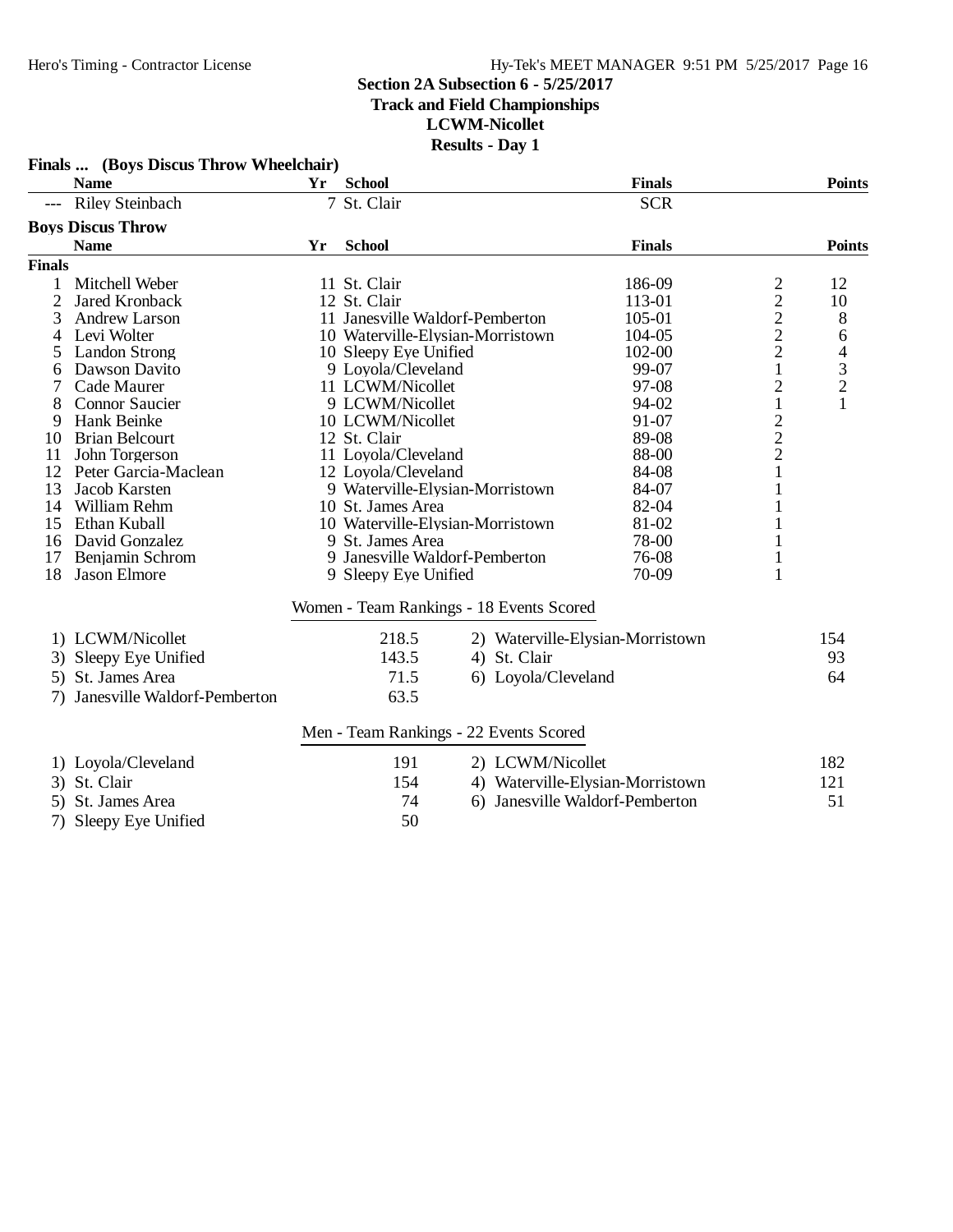# Section 2A Subsection 6 - 5/25/2017
## Track and Field Championships
## LCWM-Nicollet
## Results - Day 1

**Finals ... (Boys Discus Throw Wheelchair)**

| | Name | Yr | School | Finals | | Points |
|---|---|---|---|---|---|---|
| --- | Riley Steinbach | 7 | St. Clair | SCR | | |

**Boys Discus Throw**

| | Name | Yr | School | Finals | | Points |
|---|---|---|---|---|---|---|
| **Finals** | | | | | | |
| 1 | Mitchell Weber | 11 | St. Clair | 186-09 | 2 | 12 |
| 2 | Jared Kronback | 12 | St. Clair | 113-01 | 2 | 10 |
| 3 | Andrew Larson | 11 | Janesville Waldorf-Pemberton | 105-01 | 2 | 8 |
| 4 | Levi Wolter | 10 | Waterville-Elysian-Morristown | 104-05 | 2 | 6 |
| 5 | Landon Strong | 10 | Sleepy Eye Unified | 102-00 | 2 | 4 |
| 6 | Dawson Davito | 9 | Loyola/Cleveland | 99-07 | 1 | 3 |
| 7 | Cade Maurer | 11 | LCWM/Nicollet | 97-08 | 2 | 2 |
| 8 | Connor Saucier | 9 | LCWM/Nicollet | 94-02 | 1 | 1 |
| 9 | Hank Beinke | 10 | LCWM/Nicollet | 91-07 | 2 | |
| 10 | Brian Belcourt | 12 | St. Clair | 89-08 | 2 | |
| 11 | John Torgerson | 11 | Loyola/Cleveland | 88-00 | 2 | |
| 12 | Peter Garcia-Maclean | 12 | Loyola/Cleveland | 84-08 | 1 | |
| 13 | Jacob Karsten | 9 | Waterville-Elysian-Morristown | 84-07 | 1 | |
| 14 | William Rehm | 10 | St. James Area | 82-04 | 1 | |
| 15 | Ethan Kuball | 10 | Waterville-Elysian-Morristown | 81-02 | 1 | |
| 16 | David Gonzalez | 9 | St. James Area | 78-00 | 1 | |
| 17 | Benjamin Schrom | 9 | Janesville Waldorf-Pemberton | 76-08 | 1 | |
| 18 | Jason Elmore | 9 | Sleepy Eye Unified | 70-09 | 1 | |

### Women - Team Rankings - 18 Events Scored

| | | | | | |
|---|---|---|---|---|---|
| 1) | LCWM/Nicollet | 218.5 | 2) | Waterville-Elysian-Morristown | 154 |
| 3) | Sleepy Eye Unified | 143.5 | 4) | St. Clair | 93 |
| 5) | St. James Area | 71.5 | 6) | Loyola/Cleveland | 64 |
| 7) | Janesville Waldorf-Pemberton | 63.5 | | | |

### Men - Team Rankings - 22 Events Scored

| | | | | | |
|---|---|---|---|---|---|
| 1) | Loyola/Cleveland | 191 | 2) | LCWM/Nicollet | 182 |
| 3) | St. Clair | 154 | 4) | Waterville-Elysian-Morristown | 121 |
| 5) | St. James Area | 74 | 6) | Janesville Waldorf-Pemberton | 51 |
| 7) | Sleepy Eye Unified | 50 | | | |